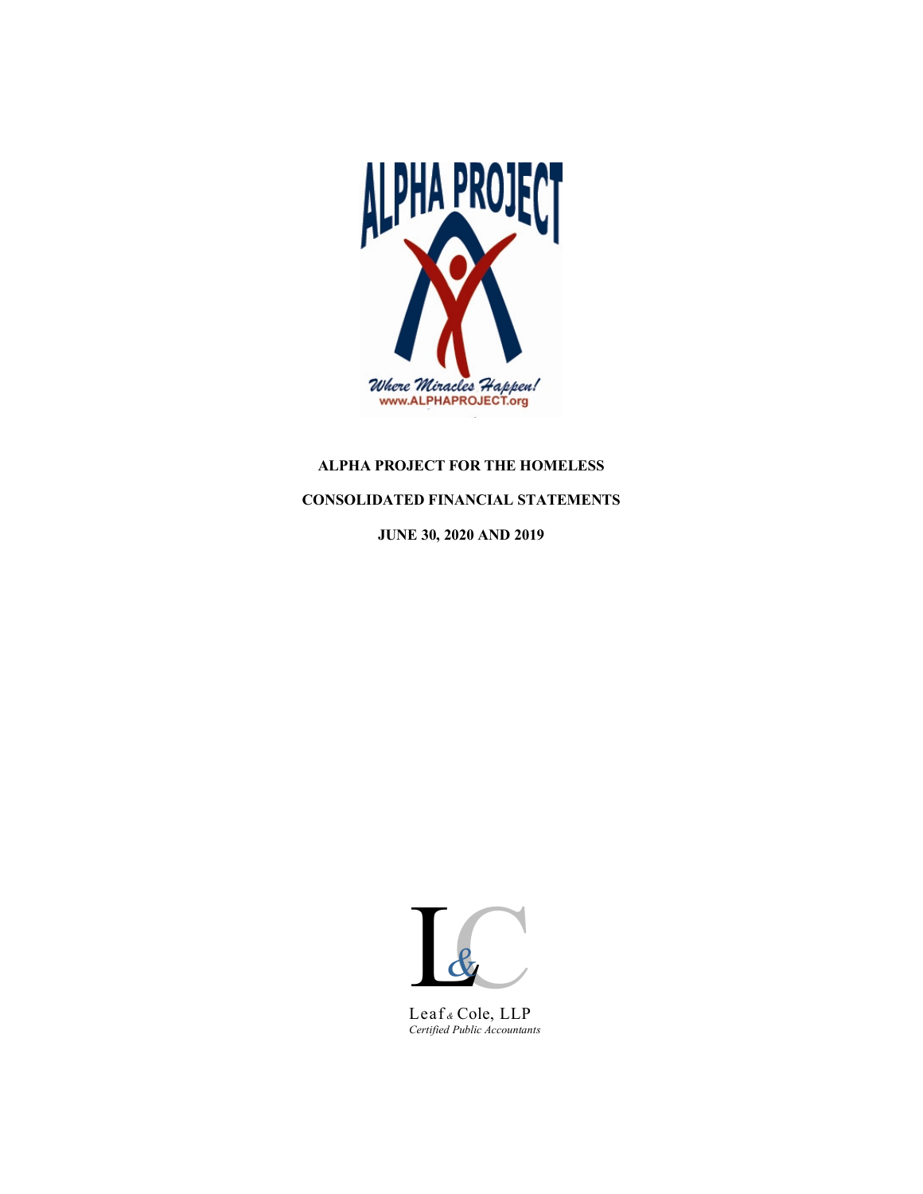ALPHA PROJECT

*Where Miracles Happen!*
www.ALPHAPROJECT.org

**ALPHA PROJECT FOR THE HOMELESS**

**CONSOLIDATED FINANCIAL STATEMENTS**

**JUNE 30, 2020 AND 2019**

Leaf & Cole, LLP
*Certified Public Accountants*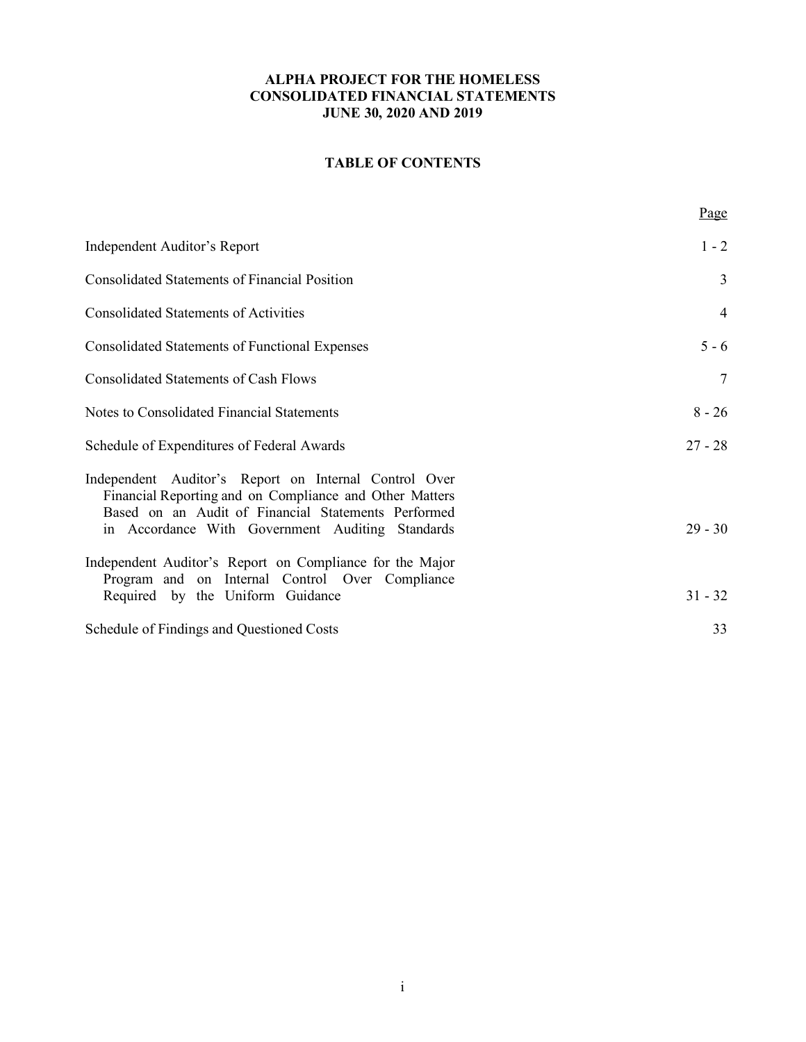**ALPHA PROJECT FOR THE HOMELESS**
**CONSOLIDATED FINANCIAL STATEMENTS**
**JUNE 30, 2020 AND 2019**

**TABLE OF CONTENTS**

| | Page |
|---|---|
| Independent Auditor's Report | 1 - 2 |
| Consolidated Statements of Financial Position | 3 |
| Consolidated Statements of Activities | 4 |
| Consolidated Statements of Functional Expenses | 5 - 6 |
| Consolidated Statements of Cash Flows | 7 |
| Notes to Consolidated Financial Statements | 8 - 26 |
| Schedule of Expenditures of Federal Awards | 27 - 28 |
| Independent Auditor's Report on Internal Control Over Financial Reporting and on Compliance and Other Matters Based on an Audit of Financial Statements Performed in Accordance With Government Auditing Standards | 29 - 30 |
| Independent Auditor's Report on Compliance for the Major Program and on Internal Control Over Compliance Required by the Uniform Guidance | 31 - 32 |
| Schedule of Findings and Questioned Costs | 33 |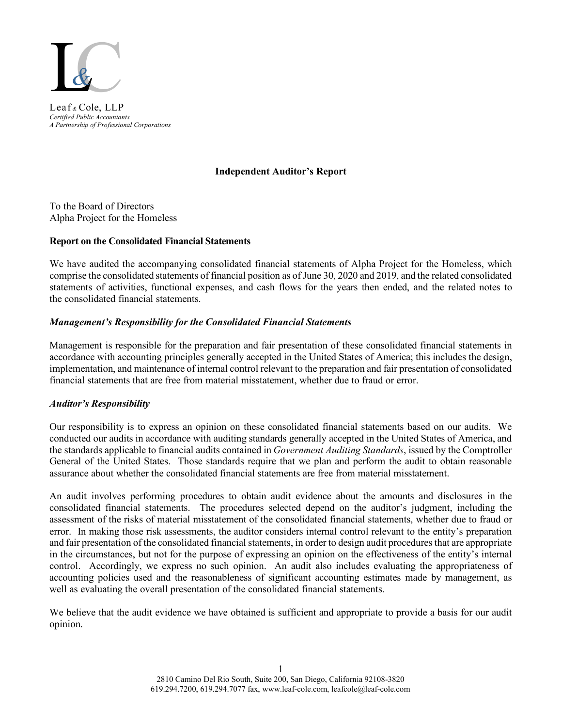Leaf & Cole, LLP
*Certified Public Accountants*
*A Partnership of Professional Corporations*

## Independent Auditor's Report

To the Board of Directors
Alpha Project for the Homeless

**Report on the Consolidated Financial Statements**

We have audited the accompanying consolidated financial statements of Alpha Project for the Homeless, which comprise the consolidated statements of financial position as of June 30, 2020 and 2019, and the related consolidated statements of activities, functional expenses, and cash flows for the years then ended, and the related notes to the consolidated financial statements.

***Management's Responsibility for the Consolidated Financial Statements***

Management is responsible for the preparation and fair presentation of these consolidated financial statements in accordance with accounting principles generally accepted in the United States of America; this includes the design, implementation, and maintenance of internal control relevant to the preparation and fair presentation of consolidated financial statements that are free from material misstatement, whether due to fraud or error.

***Auditor's Responsibility***

Our responsibility is to express an opinion on these consolidated financial statements based on our audits. We conducted our audits in accordance with auditing standards generally accepted in the United States of America, and the standards applicable to financial audits contained in *Government Auditing Standards*, issued by the Comptroller General of the United States. Those standards require that we plan and perform the audit to obtain reasonable assurance about whether the consolidated financial statements are free from material misstatement.

An audit involves performing procedures to obtain audit evidence about the amounts and disclosures in the consolidated financial statements. The procedures selected depend on the auditor's judgment, including the assessment of the risks of material misstatement of the consolidated financial statements, whether due to fraud or error. In making those risk assessments, the auditor considers internal control relevant to the entity's preparation and fair presentation of the consolidated financial statements, in order to design audit procedures that are appropriate in the circumstances, but not for the purpose of expressing an opinion on the effectiveness of the entity's internal control. Accordingly, we express no such opinion. An audit also includes evaluating the appropriateness of accounting policies used and the reasonableness of significant accounting estimates made by management, as well as evaluating the overall presentation of the consolidated financial statements.

We believe that the audit evidence we have obtained is sufficient and appropriate to provide a basis for our audit opinion.

2810 Camino Del Rio South, Suite 200, San Diego, California 92108-3820
619.294.7200, 619.294.7077 fax, www.leaf-cole.com, leafcole@leaf-cole.com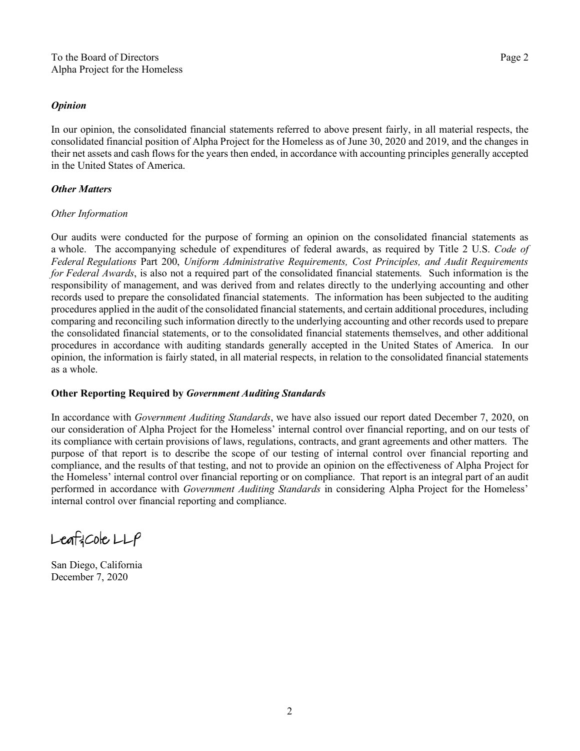### *Opinion*

In our opinion, the consolidated financial statements referred to above present fairly, in all material respects, the consolidated financial position of Alpha Project for the Homeless as of June 30, 2020 and 2019, and the changes in their net assets and cash flows for the years then ended, in accordance with accounting principles generally accepted in the United States of America.

### *Other Matters*

*Other Information*

Our audits were conducted for the purpose of forming an opinion on the consolidated financial statements as a whole. The accompanying schedule of expenditures of federal awards, as required by Title 2 U.S. *Code of Federal Regulations* Part 200, *Uniform Administrative Requirements, Cost Principles, and Audit Requirements for Federal Awards*, is also not a required part of the consolidated financial statements. Such information is the responsibility of management, and was derived from and relates directly to the underlying accounting and other records used to prepare the consolidated financial statements. The information has been subjected to the auditing procedures applied in the audit of the consolidated financial statements, and certain additional procedures, including comparing and reconciling such information directly to the underlying accounting and other records used to prepare the consolidated financial statements, or to the consolidated financial statements themselves, and other additional procedures in accordance with auditing standards generally accepted in the United States of America. In our opinion, the information is fairly stated, in all material respects, in relation to the consolidated financial statements as a whole.

### Other Reporting Required by *Government Auditing Standards*

In accordance with *Government Auditing Standards*, we have also issued our report dated December 7, 2020, on our consideration of Alpha Project for the Homeless' internal control over financial reporting, and on our tests of its compliance with certain provisions of laws, regulations, contracts, and grant agreements and other matters. The purpose of that report is to describe the scope of our testing of internal control over financial reporting and compliance, and the results of that testing, and not to provide an opinion on the effectiveness of Alpha Project for the Homeless' internal control over financial reporting or on compliance. That report is an integral part of an audit performed in accordance with *Government Auditing Standards* in considering Alpha Project for the Homeless' internal control over financial reporting and compliance.

Leaf & Cole LLP

San Diego, California
December 7, 2020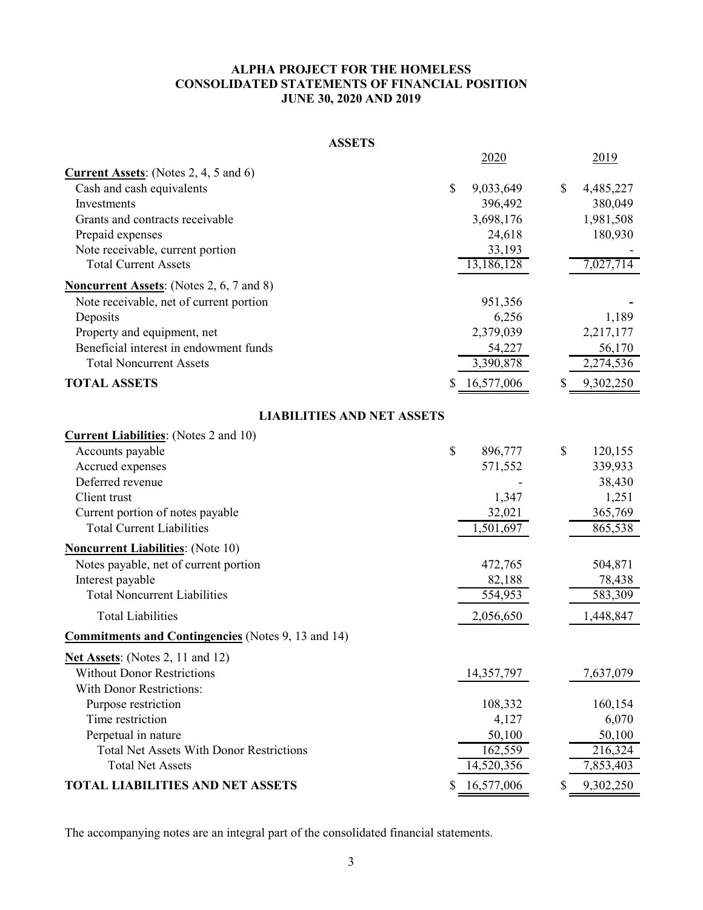# ALPHA PROJECT FOR THE HOMELESS
## CONSOLIDATED STATEMENTS OF FINANCIAL POSITION
### JUNE 30, 2020 AND 2019

**ASSETS**

| | 2020 | 2019 |
|---|---|---|
| **Current Assets**: (Notes 2, 4, 5 and 6) | | |
| Cash and cash equivalents | $ 9,033,649 | $ 4,485,227 |
| Investments | 396,492 | 380,049 |
| Grants and contracts receivable | 3,698,176 | 1,981,508 |
| Prepaid expenses | 24,618 | 180,930 |
| Note receivable, current portion | 33,193 | - |
| Total Current Assets | 13,186,128 | 7,027,714 |
| **Noncurrent Assets**: (Notes 2, 6, 7 and 8) | | |
| Note receivable, net of current portion | 951,356 | - |
| Deposits | 6,256 | 1,189 |
| Property and equipment, net | 2,379,039 | 2,217,177 |
| Beneficial interest in endowment funds | 54,227 | 56,170 |
| Total Noncurrent Assets | 3,390,878 | 2,274,536 |
| **TOTAL ASSETS** | $ 16,577,006 | $ 9,302,250 |

**LIABILITIES AND NET ASSETS**

| | 2020 | 2019 |
|---|---|---|
| **Current Liabilities**: (Notes 2 and 10) | | |
| Accounts payable | $ 896,777 | $ 120,155 |
| Accrued expenses | 571,552 | 339,933 |
| Deferred revenue | - | 38,430 |
| Client trust | 1,347 | 1,251 |
| Current portion of notes payable | 32,021 | 365,769 |
| Total Current Liabilities | 1,501,697 | 865,538 |
| **Noncurrent Liabilities**: (Note 10) | | |
| Notes payable, net of current portion | 472,765 | 504,871 |
| Interest payable | 82,188 | 78,438 |
| Total Noncurrent Liabilities | 554,953 | 583,309 |
| Total Liabilities | 2,056,650 | 1,448,847 |
| **Commitments and Contingencies** (Notes 9, 13 and 14) | | |
| **Net Assets**: (Notes 2, 11 and 12) | | |
| Without Donor Restrictions | 14,357,797 | 7,637,079 |
| With Donor Restrictions: | | |
| Purpose restriction | 108,332 | 160,154 |
| Time restriction | 4,127 | 6,070 |
| Perpetual in nature | 50,100 | 50,100 |
| Total Net Assets With Donor Restrictions | 162,559 | 216,324 |
| Total Net Assets | 14,520,356 | 7,853,403 |
| **TOTAL LIABILITIES AND NET ASSETS** | $ 16,577,006 | $ 9,302,250 |

The accompanying notes are an integral part of the consolidated financial statements.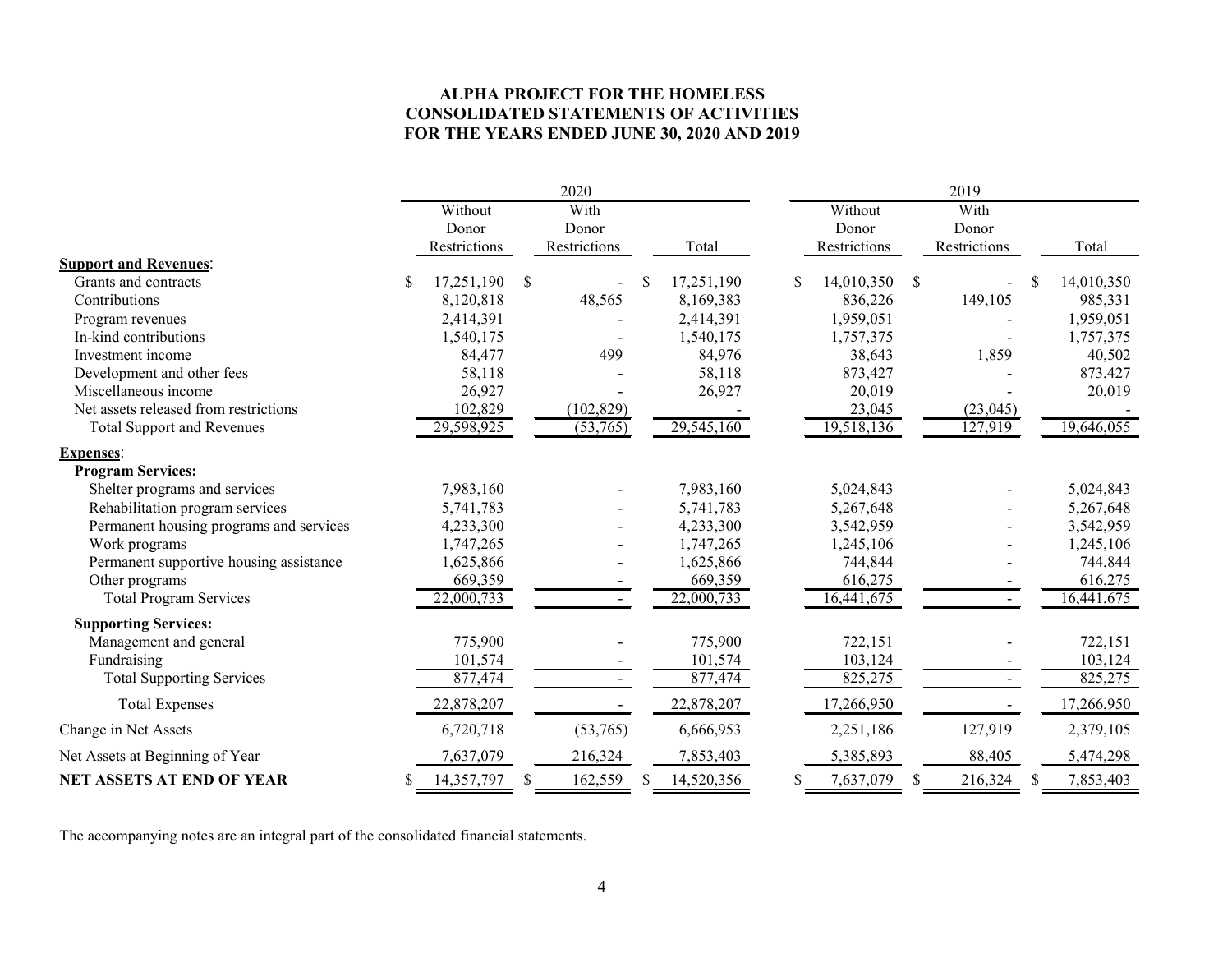**ALPHA PROJECT FOR THE HOMELESS**
**CONSOLIDATED STATEMENTS OF ACTIVITIES**
**FOR THE YEARS ENDED JUNE 30, 2020 AND 2019**

| | 2020 | | | 2019 | | |
|---|---|---|---|---|---|---|
| | Without Donor Restrictions | With Donor Restrictions | Total | Without Donor Restrictions | With Donor Restrictions | Total |
| **Support and Revenues**: | | | | | | |
| Grants and contracts | $ 17,251,190 | $ - | $ 17,251,190 | $ 14,010,350 | $ - | $ 14,010,350 |
| Contributions | 8,120,818 | 48,565 | 8,169,383 | 836,226 | 149,105 | 985,331 |
| Program revenues | 2,414,391 | - | 2,414,391 | 1,959,051 | - | 1,959,051 |
| In-kind contributions | 1,540,175 | - | 1,540,175 | 1,757,375 | - | 1,757,375 |
| Investment income | 84,477 | 499 | 84,976 | 38,643 | 1,859 | 40,502 |
| Development and other fees | 58,118 | - | 58,118 | 873,427 | - | 873,427 |
| Miscellaneous income | 26,927 | - | 26,927 | 20,019 | - | 20,019 |
| Net assets released from restrictions | 102,829 | (102,829) | - | 23,045 | (23,045) | - |
| Total Support and Revenues | 29,598,925 | (53,765) | 29,545,160 | 19,518,136 | 127,919 | 19,646,055 |
| **Expenses**: | | | | | | |
| **Program Services:** | | | | | | |
| Shelter programs and services | 7,983,160 | - | 7,983,160 | 5,024,843 | - | 5,024,843 |
| Rehabilitation program services | 5,741,783 | - | 5,741,783 | 5,267,648 | - | 5,267,648 |
| Permanent housing programs and services | 4,233,300 | - | 4,233,300 | 3,542,959 | - | 3,542,959 |
| Work programs | 1,747,265 | - | 1,747,265 | 1,245,106 | - | 1,245,106 |
| Permanent supportive housing assistance | 1,625,866 | - | 1,625,866 | 744,844 | - | 744,844 |
| Other programs | 669,359 | - | 669,359 | 616,275 | - | 616,275 |
| Total Program Services | 22,000,733 | - | 22,000,733 | 16,441,675 | - | 16,441,675 |
| **Supporting Services:** | | | | | | |
| Management and general | 775,900 | - | 775,900 | 722,151 | - | 722,151 |
| Fundraising | 101,574 | - | 101,574 | 103,124 | - | 103,124 |
| Total Supporting Services | 877,474 | - | 877,474 | 825,275 | - | 825,275 |
| Total Expenses | 22,878,207 | - | 22,878,207 | 17,266,950 | - | 17,266,950 |
| Change in Net Assets | 6,720,718 | (53,765) | 6,666,953 | 2,251,186 | 127,919 | 2,379,105 |
| Net Assets at Beginning of Year | 7,637,079 | 216,324 | 7,853,403 | 5,385,893 | 88,405 | 5,474,298 |
| **NET ASSETS AT END OF YEAR** | $ 14,357,797 | $ 162,559 | $ 14,520,356 | $ 7,637,079 | $ 216,324 | $ 7,853,403 |

The accompanying notes are an integral part of the consolidated financial statements.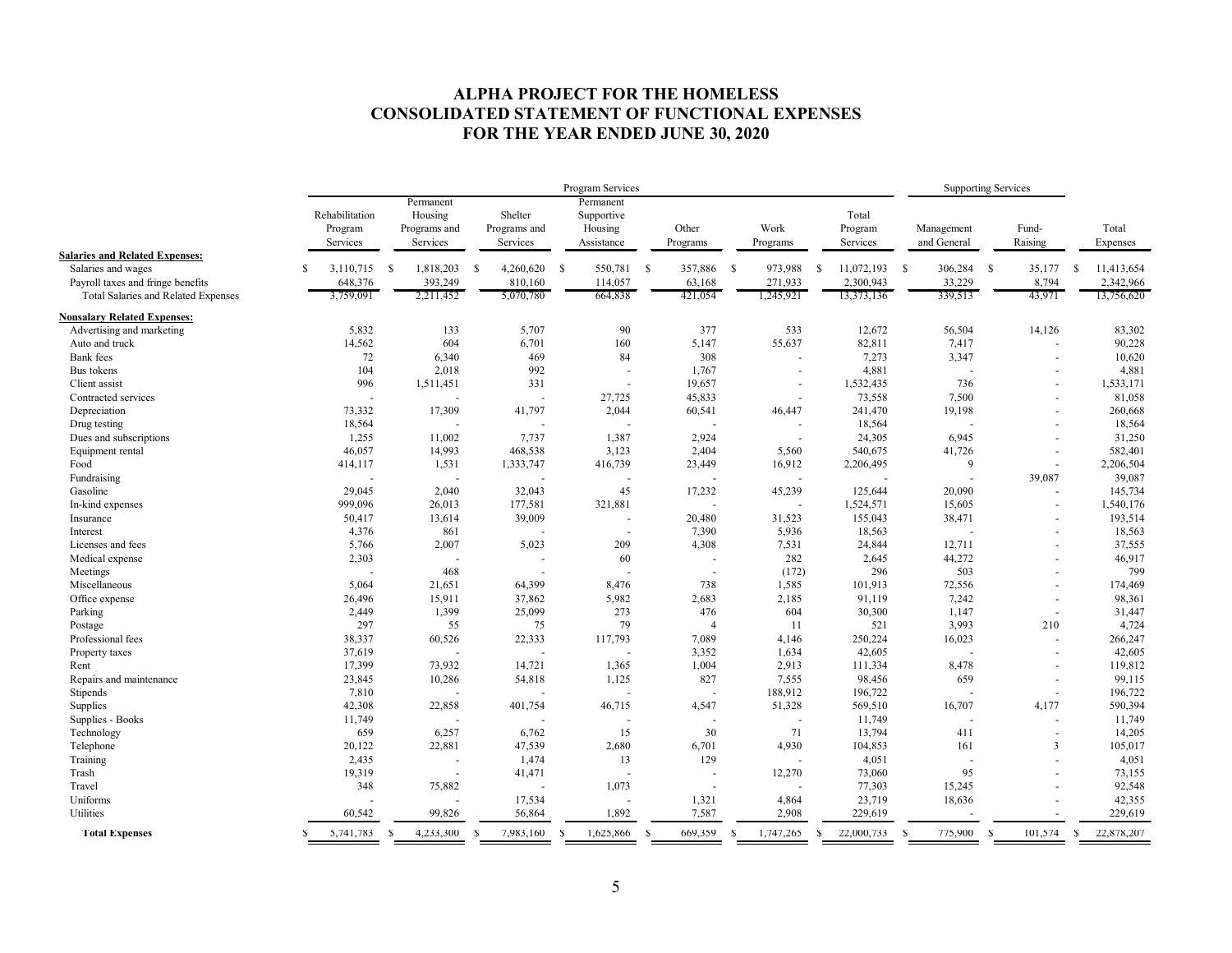# ALPHA PROJECT FOR THE HOMELESS
# CONSOLIDATED STATEMENT OF FUNCTIONAL EXPENSES
# FOR THE YEAR ENDED JUNE 30, 2020

| | Program Services | | | | | | | Supporting Services | | |
|---|---|---|---|---|---|---|---|---|---|---|
| | Rehabilitation Program Services | Permanent Housing Programs and Services | Shelter Programs and Services | Permanent Supportive Housing Assistance | Other Programs | Work Programs | Total Program Services | Management and General | Fund-Raising | Total Expenses |
| **Salaries and Related Expenses:** | | | | | | | | | | |
| Salaries and wages | $ 3,110,715 | $ 1,818,203 | $ 4,260,620 | $ 550,781 | $ 357,886 | $ 973,988 | $ 11,072,193 | $ 306,284 | $ 35,177 | $ 11,413,654 |
| Payroll taxes and fringe benefits | 648,376 | 393,249 | 810,160 | 114,057 | 63,168 | 271,933 | 2,300,943 | 33,229 | 8,794 | 2,342,966 |
| Total Salaries and Related Expenses | 3,759,091 | 2,211,452 | 5,070,780 | 664,838 | 421,054 | 1,245,921 | 13,373,136 | 339,513 | 43,971 | 13,756,620 |
| **Nonsalary Related Expenses:** | | | | | | | | | | |
| Advertising and marketing | 5,832 | 133 | 5,707 | 90 | 377 | 533 | 12,672 | 56,504 | 14,126 | 83,302 |
| Auto and truck | 14,562 | 604 | 6,701 | 160 | 5,147 | 55,637 | 82,811 | 7,417 | - | 90,228 |
| Bank fees | 72 | 6,340 | 469 | 84 | 308 | - | 7,273 | 3,347 | - | 10,620 |
| Bus tokens | 104 | 2,018 | 992 | - | 1,767 | - | 4,881 | - | - | 4,881 |
| Client assist | 996 | 1,511,451 | 331 | - | 19,657 | - | 1,532,435 | 736 | - | 1,533,171 |
| Contracted services | - | - | - | 27,725 | 45,833 | - | 73,558 | 7,500 | - | 81,058 |
| Depreciation | 73,332 | 17,309 | 41,797 | 2,044 | 60,541 | 46,447 | 241,470 | 19,198 | - | 260,668 |
| Drug testing | 18,564 | - | - | - | - | - | 18,564 | - | - | 18,564 |
| Dues and subscriptions | 1,255 | 11,002 | 7,737 | 1,387 | 2,924 | - | 24,305 | 6,945 | - | 31,250 |
| Equipment rental | 46,057 | 14,993 | 468,538 | 3,123 | 2,404 | 5,560 | 540,675 | 41,726 | - | 582,401 |
| Food | 414,117 | 1,531 | 1,333,747 | 416,739 | 23,449 | 16,912 | 2,206,495 | 9 | - | 2,206,504 |
| Fundraising | - | - | - | - | - | - | - | - | 39,087 | 39,087 |
| Gasoline | 29,045 | 2,040 | 32,043 | 45 | 17,232 | 45,239 | 125,644 | 20,090 | - | 145,734 |
| In-kind expenses | 999,096 | 26,013 | 177,581 | 321,881 | - | - | 1,524,571 | 15,605 | - | 1,540,176 |
| Insurance | 50,417 | 13,614 | 39,009 | - | 20,480 | 31,523 | 155,043 | 38,471 | - | 193,514 |
| Interest | 4,376 | 861 | - | - | 7,390 | 5,936 | 18,563 | - | - | 18,563 |
| Licenses and fees | 5,766 | 2,007 | 5,023 | 209 | 4,308 | 7,531 | 24,844 | 12,711 | - | 37,555 |
| Medical expense | 2,303 | - | - | 60 | - | 282 | 2,645 | 44,272 | - | 46,917 |
| Meetings | - | 468 | - | - | - | (172) | 296 | 503 | - | 799 |
| Miscellaneous | 5,064 | 21,651 | 64,399 | 8,476 | 738 | 1,585 | 101,913 | 72,556 | - | 174,469 |
| Office expense | 26,496 | 15,911 | 37,862 | 5,982 | 2,683 | 2,185 | 91,119 | 7,242 | - | 98,361 |
| Parking | 2,449 | 1,399 | 25,099 | 273 | 476 | 604 | 30,300 | 1,147 | - | 31,447 |
| Postage | 297 | 55 | 75 | 79 | 4 | 11 | 521 | 3,993 | 210 | 4,724 |
| Professional fees | 38,337 | 60,526 | 22,333 | 117,793 | 7,089 | 4,146 | 250,224 | 16,023 | - | 266,247 |
| Property taxes | 37,619 | - | - | - | 3,352 | 1,634 | 42,605 | - | - | 42,605 |
| Rent | 17,399 | 73,932 | 14,721 | 1,365 | 1,004 | 2,913 | 111,334 | 8,478 | - | 119,812 |
| Repairs and maintenance | 23,845 | 10,286 | 54,818 | 1,125 | 827 | 7,555 | 98,456 | 659 | - | 99,115 |
| Stipends | 7,810 | - | - | - | - | 188,912 | 196,722 | - | - | 196,722 |
| Supplies | 42,308 | 22,858 | 401,754 | 46,715 | 4,547 | 51,328 | 569,510 | 16,707 | 4,177 | 590,394 |
| Supplies - Books | 11,749 | - | - | - | - | - | 11,749 | - | - | 11,749 |
| Technology | 659 | 6,257 | 6,762 | 15 | 30 | 71 | 13,794 | 411 | - | 14,205 |
| Telephone | 20,122 | 22,881 | 47,539 | 2,680 | 6,701 | 4,930 | 104,853 | 161 | 3 | 105,017 |
| Training | 2,435 | - | 1,474 | 13 | 129 | - | 4,051 | - | - | 4,051 |
| Trash | 19,319 | - | 41,471 | - | - | 12,270 | 73,060 | 95 | - | 73,155 |
| Travel | 348 | 75,882 | - | 1,073 | - | - | 77,303 | 15,245 | - | 92,548 |
| Uniforms | - | - | 17,534 | - | 1,321 | 4,864 | 23,719 | 18,636 | - | 42,355 |
| Utilities | 60,542 | 99,826 | 56,864 | 1,892 | 7,587 | 2,908 | 229,619 | - | - | 229,619 |
| **Total Expenses** | $ 5,741,783 | $ 4,233,300 | $ 7,983,160 | $ 1,625,866 | $ 669,359 | $ 1,747,265 | $ 22,000,733 | $ 775,900 | $ 101,574 | $ 22,878,207 |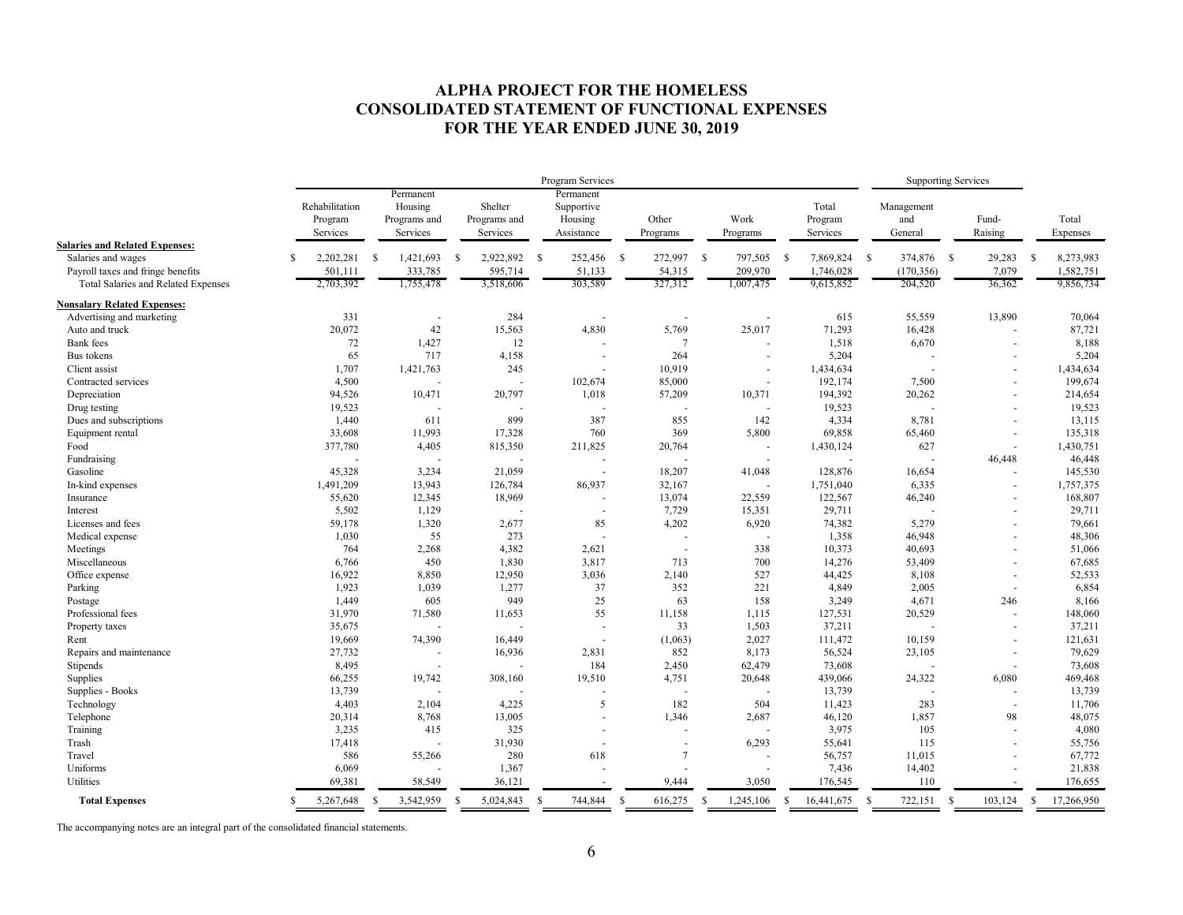# ALPHA PROJECT FOR THE HOMELESS
# CONSOLIDATED STATEMENT OF FUNCTIONAL EXPENSES
# FOR THE YEAR ENDED JUNE 30, 2019

| | Program Services | | | | | | | Supporting Services | | |
|---|---|---|---|---|---|---|---|---|---|---|
| | Rehabilitation Program Services | Permanent Housing Programs and Services | Shelter Programs and Services | Permanent Supportive Housing Assistance | Other Programs | Work Programs | Total Program Services | Management and General | Fund-Raising | Total Expenses |
| **Salaries and Related Expenses:** | | | | | | | | | | |
| Salaries and wages | $ 2,202,281 | $ 1,421,693 | $ 2,922,892 | $ 252,456 | $ 272,997 | $ 797,505 | $ 7,869,824 | $ 374,876 | $ 29,283 | $ 8,273,983 |
| Payroll taxes and fringe benefits | 501,111 | 333,785 | 595,714 | 51,133 | 54,315 | 209,970 | 1,746,028 | (170,356) | 7,079 | 1,582,751 |
| Total Salaries and Related Expenses | 2,703,392 | 1,755,478 | 3,518,606 | 303,589 | 327,312 | 1,007,475 | 9,615,852 | 204,520 | 36,362 | 9,856,734 |
| **Nonsalary Related Expenses:** | | | | | | | | | | |
| Advertising and marketing | 331 | - | 284 | - | - | - | 615 | 55,559 | 13,890 | 70,064 |
| Auto and truck | 20,072 | 42 | 15,563 | 4,830 | 5,769 | 25,017 | 71,293 | 16,428 | - | 87,721 |
| Bank fees | 72 | 1,427 | 12 | - | 7 | - | 1,518 | 6,670 | - | 8,188 |
| Bus tokens | 65 | 717 | 4,158 | - | 264 | - | 5,204 | - | - | 5,204 |
| Client assist | 1,707 | 1,421,763 | 245 | - | 10,919 | - | 1,434,634 | - | - | 1,434,634 |
| Contracted services | 4,500 | - | - | 102,674 | 85,000 | - | 192,174 | 7,500 | - | 199,674 |
| Depreciation | 94,526 | 10,471 | 20,797 | 1,018 | 57,209 | 10,371 | 194,392 | 20,262 | - | 214,654 |
| Drug testing | 19,523 | - | - | - | - | - | 19,523 | - | - | 19,523 |
| Dues and subscriptions | 1,440 | 611 | 899 | 387 | 855 | 142 | 4,334 | 8,781 | - | 13,115 |
| Equipment rental | 33,608 | 11,993 | 17,328 | 760 | 369 | 5,800 | 69,858 | 65,460 | - | 135,318 |
| Food | 377,780 | 4,405 | 815,350 | 211,825 | 20,764 | - | 1,430,124 | 627 | - | 1,430,751 |
| Fundraising | - | - | - | - | - | - | - | - | 46,448 | 46,448 |
| Gasoline | 45,328 | 3,234 | 21,059 | - | 18,207 | 41,048 | 128,876 | 16,654 | - | 145,530 |
| In-kind expenses | 1,491,209 | 13,943 | 126,784 | 86,937 | 32,167 | - | 1,751,040 | 6,335 | - | 1,757,375 |
| Insurance | 55,620 | 12,345 | 18,969 | - | 13,074 | 22,559 | 122,567 | 46,240 | - | 168,807 |
| Interest | 5,502 | 1,129 | - | - | 7,729 | 15,351 | 29,711 | - | - | 29,711 |
| Licenses and fees | 59,178 | 1,320 | 2,677 | 85 | 4,202 | 6,920 | 74,382 | 5,279 | - | 79,661 |
| Medical expense | 1,030 | 55 | 273 | - | - | - | 1,358 | 46,948 | - | 48,306 |
| Meetings | 764 | 2,268 | 4,382 | 2,621 | - | 338 | 10,373 | 40,693 | - | 51,066 |
| Miscellaneous | 6,766 | 450 | 1,830 | 3,817 | 713 | 700 | 14,276 | 53,409 | - | 67,685 |
| Office expense | 16,922 | 8,850 | 12,950 | 3,036 | 2,140 | 527 | 44,425 | 8,108 | - | 52,533 |
| Parking | 1,923 | 1,039 | 1,277 | 37 | 352 | 221 | 4,849 | 2,005 | - | 6,854 |
| Postage | 1,449 | 605 | 949 | 25 | 63 | 158 | 3,249 | 4,671 | 246 | 8,166 |
| Professional fees | 31,970 | 71,580 | 11,653 | 55 | 11,158 | 1,115 | 127,531 | 20,529 | - | 148,060 |
| Property taxes | 35,675 | - | - | - | 33 | 1,503 | 37,211 | - | - | 37,211 |
| Rent | 19,669 | 74,390 | 16,449 | - | (1,063) | 2,027 | 111,472 | 10,159 | - | 121,631 |
| Repairs and maintenance | 27,732 | - | 16,936 | 2,831 | 852 | 8,173 | 56,524 | 23,105 | - | 79,629 |
| Stipends | 8,495 | - | - | 184 | 2,450 | 62,479 | 73,608 | - | - | 73,608 |
| Supplies | 66,255 | 19,742 | 308,160 | 19,510 | 4,751 | 20,648 | 439,066 | 24,322 | 6,080 | 469,468 |
| Supplies - Books | 13,739 | - | - | - | - | - | 13,739 | - | - | 13,739 |
| Technology | 4,403 | 2,104 | 4,225 | 5 | 182 | 504 | 11,423 | 283 | - | 11,706 |
| Telephone | 20,314 | 8,768 | 13,005 | - | 1,346 | 2,687 | 46,120 | 1,857 | 98 | 48,075 |
| Training | 3,235 | 415 | 325 | - | - | - | 3,975 | 105 | - | 4,080 |
| Trash | 17,418 | - | 31,930 | - | - | 6,293 | 55,641 | 115 | - | 55,756 |
| Travel | 586 | 55,266 | 280 | 618 | 7 | - | 56,757 | 11,015 | - | 67,772 |
| Uniforms | 6,069 | - | 1,367 | - | - | - | 7,436 | 14,402 | - | 21,838 |
| Utilities | 69,381 | 58,549 | 36,121 | - | 9,444 | 3,050 | 176,545 | 110 | - | 176,655 |
| **Total Expenses** | $ 5,267,648 | $ 3,542,959 | $ 5,024,843 | $ 744,844 | $ 616,275 | $ 1,245,106 | $ 16,441,675 | $ 722,151 | $ 103,124 | $ 17,266,950 |

The accompanying notes are an integral part of the consolidated financial statements.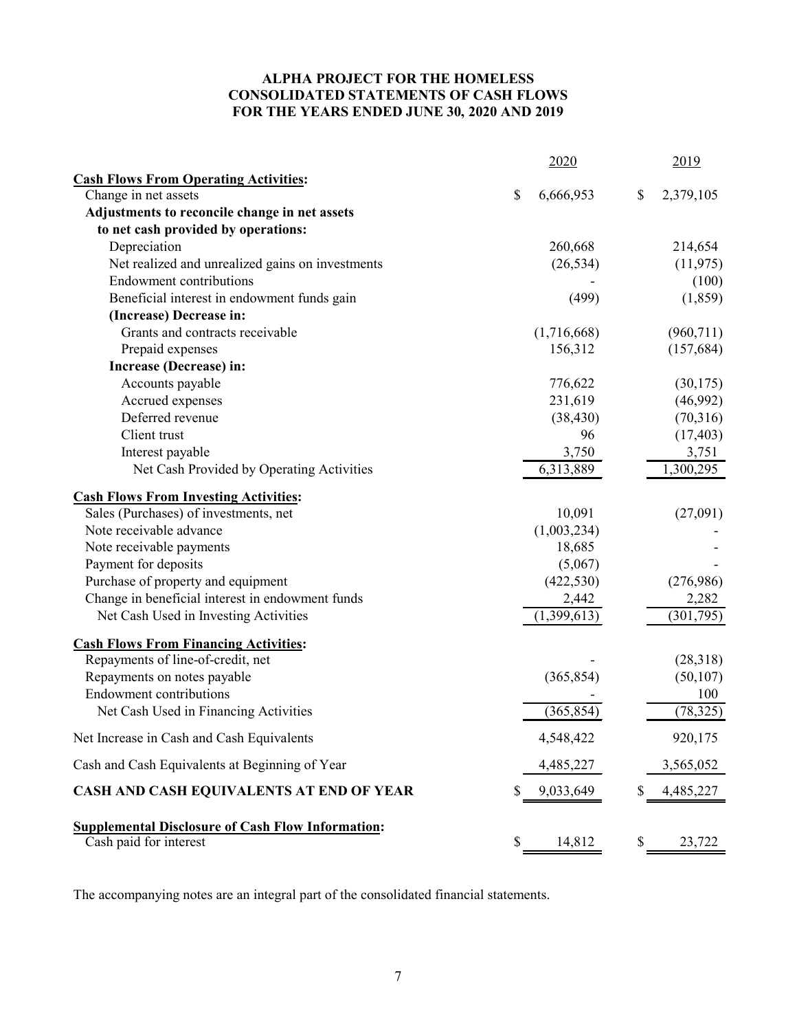# ALPHA PROJECT FOR THE HOMELESS
## CONSOLIDATED STATEMENTS OF CASH FLOWS
### FOR THE YEARS ENDED JUNE 30, 2020 AND 2019

| | 2020 | 2019 |
|---|---|---|
| **Cash Flows From Operating Activities:** | | |
| Change in net assets | $ 6,666,953 | $ 2,379,105 |
| **Adjustments to reconcile change in net assets to net cash provided by operations:** | | |
| Depreciation | 260,668 | 214,654 |
| Net realized and unrealized gains on investments | (26,534) | (11,975) |
| Endowment contributions | - | (100) |
| Beneficial interest in endowment funds gain | (499) | (1,859) |
| **(Increase) Decrease in:** | | |
| Grants and contracts receivable | (1,716,668) | (960,711) |
| Prepaid expenses | 156,312 | (157,684) |
| **Increase (Decrease) in:** | | |
| Accounts payable | 776,622 | (30,175) |
| Accrued expenses | 231,619 | (46,992) |
| Deferred revenue | (38,430) | (70,316) |
| Client trust | 96 | (17,403) |
| Interest payable | 3,750 | 3,751 |
| Net Cash Provided by Operating Activities | 6,313,889 | 1,300,295 |
| **Cash Flows From Investing Activities:** | | |
| Sales (Purchases) of investments, net | 10,091 | (27,091) |
| Note receivable advance | (1,003,234) | - |
| Note receivable payments | 18,685 | - |
| Payment for deposits | (5,067) | - |
| Purchase of property and equipment | (422,530) | (276,986) |
| Change in beneficial interest in endowment funds | 2,442 | 2,282 |
| Net Cash Used in Investing Activities | (1,399,613) | (301,795) |
| **Cash Flows From Financing Activities:** | | |
| Repayments of line-of-credit, net | - | (28,318) |
| Repayments on notes payable | (365,854) | (50,107) |
| Endowment contributions | - | 100 |
| Net Cash Used in Financing Activities | (365,854) | (78,325) |
| Net Increase in Cash and Cash Equivalents | 4,548,422 | 920,175 |
| Cash and Cash Equivalents at Beginning of Year | 4,485,227 | 3,565,052 |
| **CASH AND CASH EQUIVALENTS AT END OF YEAR** | $ 9,033,649 | $ 4,485,227 |
| **Supplemental Disclosure of Cash Flow Information:** | | |
| Cash paid for interest | $ 14,812 | $ 23,722 |

The accompanying notes are an integral part of the consolidated financial statements.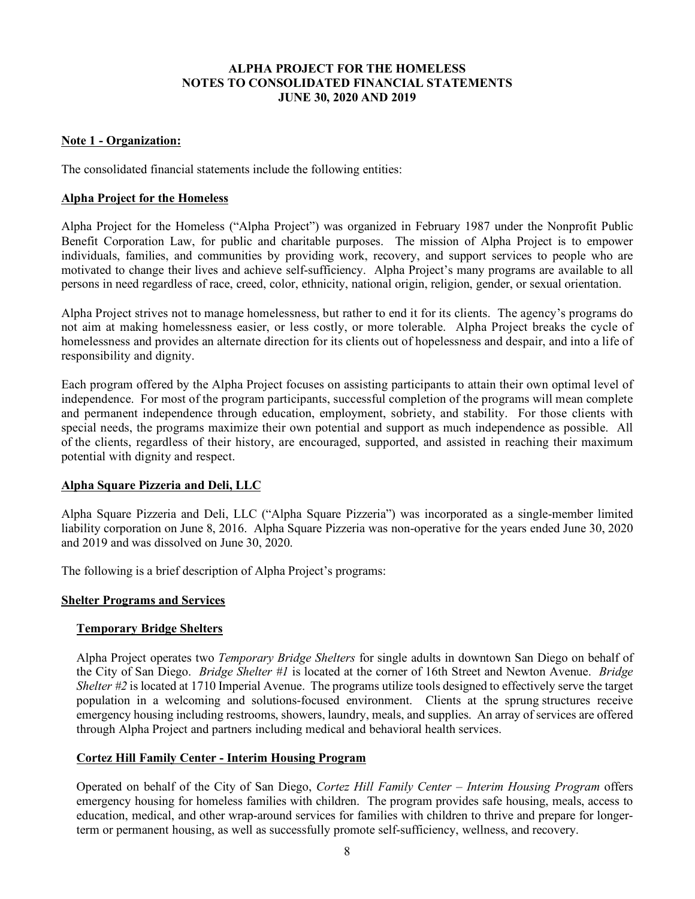# ALPHA PROJECT FOR THE HOMELESS
## NOTES TO CONSOLIDATED FINANCIAL STATEMENTS
## JUNE 30, 2020 AND 2019

**Note 1 - Organization:**

The consolidated financial statements include the following entities:

**Alpha Project for the Homeless**

Alpha Project for the Homeless ("Alpha Project") was organized in February 1987 under the Nonprofit Public Benefit Corporation Law, for public and charitable purposes. The mission of Alpha Project is to empower individuals, families, and communities by providing work, recovery, and support services to people who are motivated to change their lives and achieve self-sufficiency. Alpha Project's many programs are available to all persons in need regardless of race, creed, color, ethnicity, national origin, religion, gender, or sexual orientation.

Alpha Project strives not to manage homelessness, but rather to end it for its clients. The agency's programs do not aim at making homelessness easier, or less costly, or more tolerable. Alpha Project breaks the cycle of homelessness and provides an alternate direction for its clients out of hopelessness and despair, and into a life of responsibility and dignity.

Each program offered by the Alpha Project focuses on assisting participants to attain their own optimal level of independence. For most of the program participants, successful completion of the programs will mean complete and permanent independence through education, employment, sobriety, and stability. For those clients with special needs, the programs maximize their own potential and support as much independence as possible. All of the clients, regardless of their history, are encouraged, supported, and assisted in reaching their maximum potential with dignity and respect.

**Alpha Square Pizzeria and Deli, LLC**

Alpha Square Pizzeria and Deli, LLC ("Alpha Square Pizzeria") was incorporated as a single-member limited liability corporation on June 8, 2016. Alpha Square Pizzeria was non-operative for the years ended June 30, 2020 and 2019 and was dissolved on June 30, 2020.

The following is a brief description of Alpha Project's programs:

**Shelter Programs and Services**

**Temporary Bridge Shelters**

Alpha Project operates two *Temporary Bridge Shelters* for single adults in downtown San Diego on behalf of the City of San Diego. *Bridge Shelter #1* is located at the corner of 16th Street and Newton Avenue. *Bridge Shelter #2* is located at 1710 Imperial Avenue. The programs utilize tools designed to effectively serve the target population in a welcoming and solutions-focused environment. Clients at the sprung structures receive emergency housing including restrooms, showers, laundry, meals, and supplies. An array of services are offered through Alpha Project and partners including medical and behavioral health services.

**Cortez Hill Family Center - Interim Housing Program**

Operated on behalf of the City of San Diego, *Cortez Hill Family Center – Interim Housing Program* offers emergency housing for homeless families with children. The program provides safe housing, meals, access to education, medical, and other wrap-around services for families with children to thrive and prepare for longer-term or permanent housing, as well as successfully promote self-sufficiency, wellness, and recovery.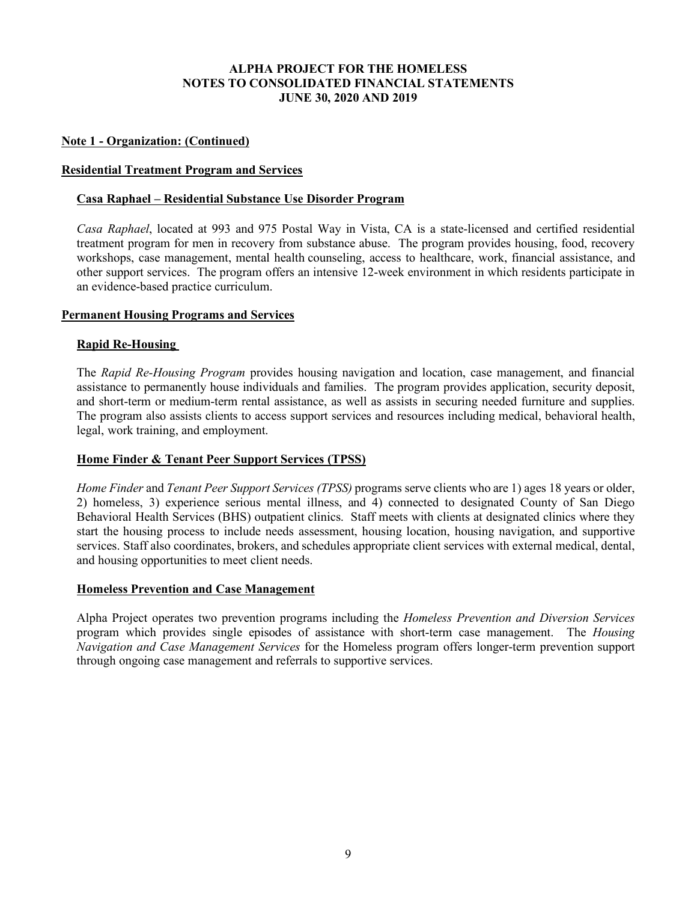**Note 1 - Organization: (Continued)**

**Residential Treatment Program and Services**

**Casa Raphael – Residential Substance Use Disorder Program**

*Casa Raphael*, located at 993 and 975 Postal Way in Vista, CA is a state-licensed and certified residential treatment program for men in recovery from substance abuse. The program provides housing, food, recovery workshops, case management, mental health counseling, access to healthcare, work, financial assistance, and other support services. The program offers an intensive 12-week environment in which residents participate in an evidence-based practice curriculum.

**Permanent Housing Programs and Services**

**Rapid Re-Housing**

The *Rapid Re-Housing Program* provides housing navigation and location, case management, and financial assistance to permanently house individuals and families. The program provides application, security deposit, and short-term or medium-term rental assistance, as well as assists in securing needed furniture and supplies. The program also assists clients to access support services and resources including medical, behavioral health, legal, work training, and employment.

**Home Finder & Tenant Peer Support Services (TPSS)**

*Home Finder* and *Tenant Peer Support Services (TPSS)* programs serve clients who are 1) ages 18 years or older, 2) homeless, 3) experience serious mental illness, and 4) connected to designated County of San Diego Behavioral Health Services (BHS) outpatient clinics. Staff meets with clients at designated clinics where they start the housing process to include needs assessment, housing location, housing navigation, and supportive services. Staff also coordinates, brokers, and schedules appropriate client services with external medical, dental, and housing opportunities to meet client needs.

**Homeless Prevention and Case Management**

Alpha Project operates two prevention programs including the *Homeless Prevention and Diversion Services* program which provides single episodes of assistance with short-term case management. The *Housing Navigation and Case Management Services* for the Homeless program offers longer-term prevention support through ongoing case management and referrals to supportive services.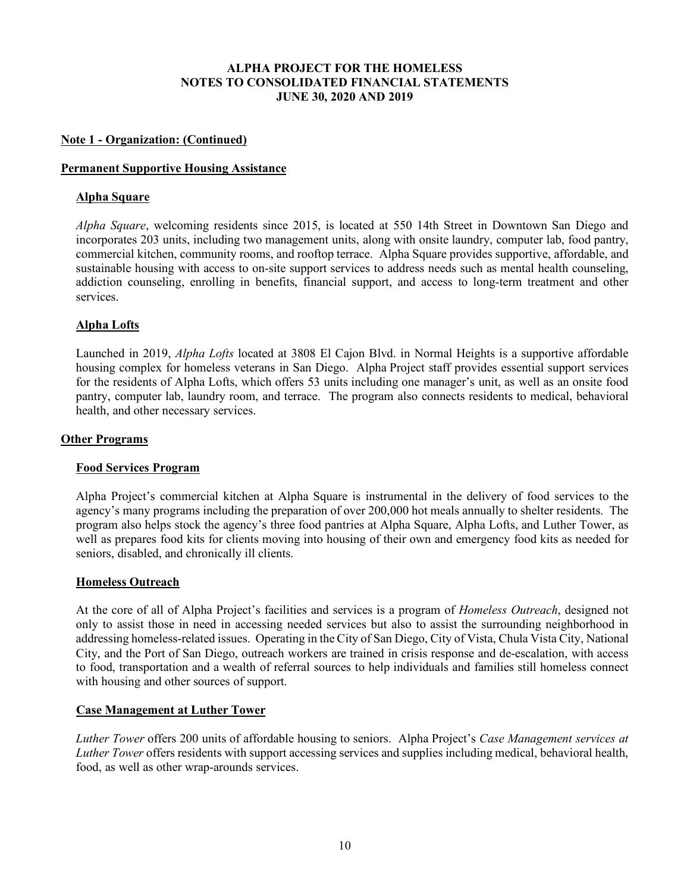**Note 1 - Organization: (Continued)**

**Permanent Supportive Housing Assistance**

**Alpha Square**

*Alpha Square*, welcoming residents since 2015, is located at 550 14th Street in Downtown San Diego and incorporates 203 units, including two management units, along with onsite laundry, computer lab, food pantry, commercial kitchen, community rooms, and rooftop terrace. Alpha Square provides supportive, affordable, and sustainable housing with access to on-site support services to address needs such as mental health counseling, addiction counseling, enrolling in benefits, financial support, and access to long-term treatment and other services.

**Alpha Lofts**

Launched in 2019, *Alpha Lofts* located at 3808 El Cajon Blvd. in Normal Heights is a supportive affordable housing complex for homeless veterans in San Diego. Alpha Project staff provides essential support services for the residents of Alpha Lofts, which offers 53 units including one manager's unit, as well as an onsite food pantry, computer lab, laundry room, and terrace. The program also connects residents to medical, behavioral health, and other necessary services.

**Other Programs**

**Food Services Program**

Alpha Project's commercial kitchen at Alpha Square is instrumental in the delivery of food services to the agency's many programs including the preparation of over 200,000 hot meals annually to shelter residents. The program also helps stock the agency's three food pantries at Alpha Square, Alpha Lofts, and Luther Tower, as well as prepares food kits for clients moving into housing of their own and emergency food kits as needed for seniors, disabled, and chronically ill clients.

**Homeless Outreach**

At the core of all of Alpha Project's facilities and services is a program of *Homeless Outreach*, designed not only to assist those in need in accessing needed services but also to assist the surrounding neighborhood in addressing homeless-related issues. Operating in the City of San Diego, City of Vista, Chula Vista City, National City, and the Port of San Diego, outreach workers are trained in crisis response and de-escalation, with access to food, transportation and a wealth of referral sources to help individuals and families still homeless connect with housing and other sources of support.

**Case Management at Luther Tower**

*Luther Tower* offers 200 units of affordable housing to seniors. Alpha Project's *Case Management services at Luther Tower* offers residents with support accessing services and supplies including medical, behavioral health, food, as well as other wrap-arounds services.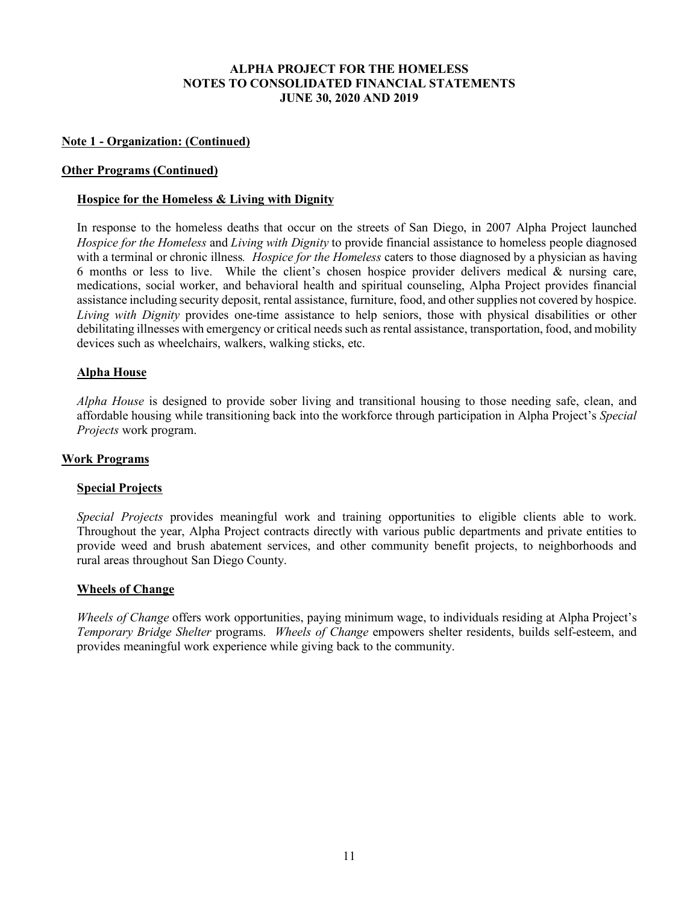**ALPHA PROJECT FOR THE HOMELESS**
**NOTES TO CONSOLIDATED FINANCIAL STATEMENTS**
**JUNE 30, 2020 AND 2019**

## Note 1 - Organization: (Continued)

### Other Programs (Continued)

#### Hospice for the Homeless & Living with Dignity

In response to the homeless deaths that occur on the streets of San Diego, in 2007 Alpha Project launched *Hospice for the Homeless* and *Living with Dignity* to provide financial assistance to homeless people diagnosed with a terminal or chronic illness. *Hospice for the Homeless* caters to those diagnosed by a physician as having 6 months or less to live. While the client's chosen hospice provider delivers medical & nursing care, medications, social worker, and behavioral health and spiritual counseling, Alpha Project provides financial assistance including security deposit, rental assistance, furniture, food, and other supplies not covered by hospice. *Living with Dignity* provides one-time assistance to help seniors, those with physical disabilities or other debilitating illnesses with emergency or critical needs such as rental assistance, transportation, food, and mobility devices such as wheelchairs, walkers, walking sticks, etc.

#### Alpha House

*Alpha House* is designed to provide sober living and transitional housing to those needing safe, clean, and affordable housing while transitioning back into the workforce through participation in Alpha Project's *Special Projects* work program.

### Work Programs

#### Special Projects

*Special Projects* provides meaningful work and training opportunities to eligible clients able to work. Throughout the year, Alpha Project contracts directly with various public departments and private entities to provide weed and brush abatement services, and other community benefit projects, to neighborhoods and rural areas throughout San Diego County.

#### Wheels of Change

*Wheels of Change* offers work opportunities, paying minimum wage, to individuals residing at Alpha Project's *Temporary Bridge Shelter* programs. *Wheels of Change* empowers shelter residents, builds self-esteem, and provides meaningful work experience while giving back to the community.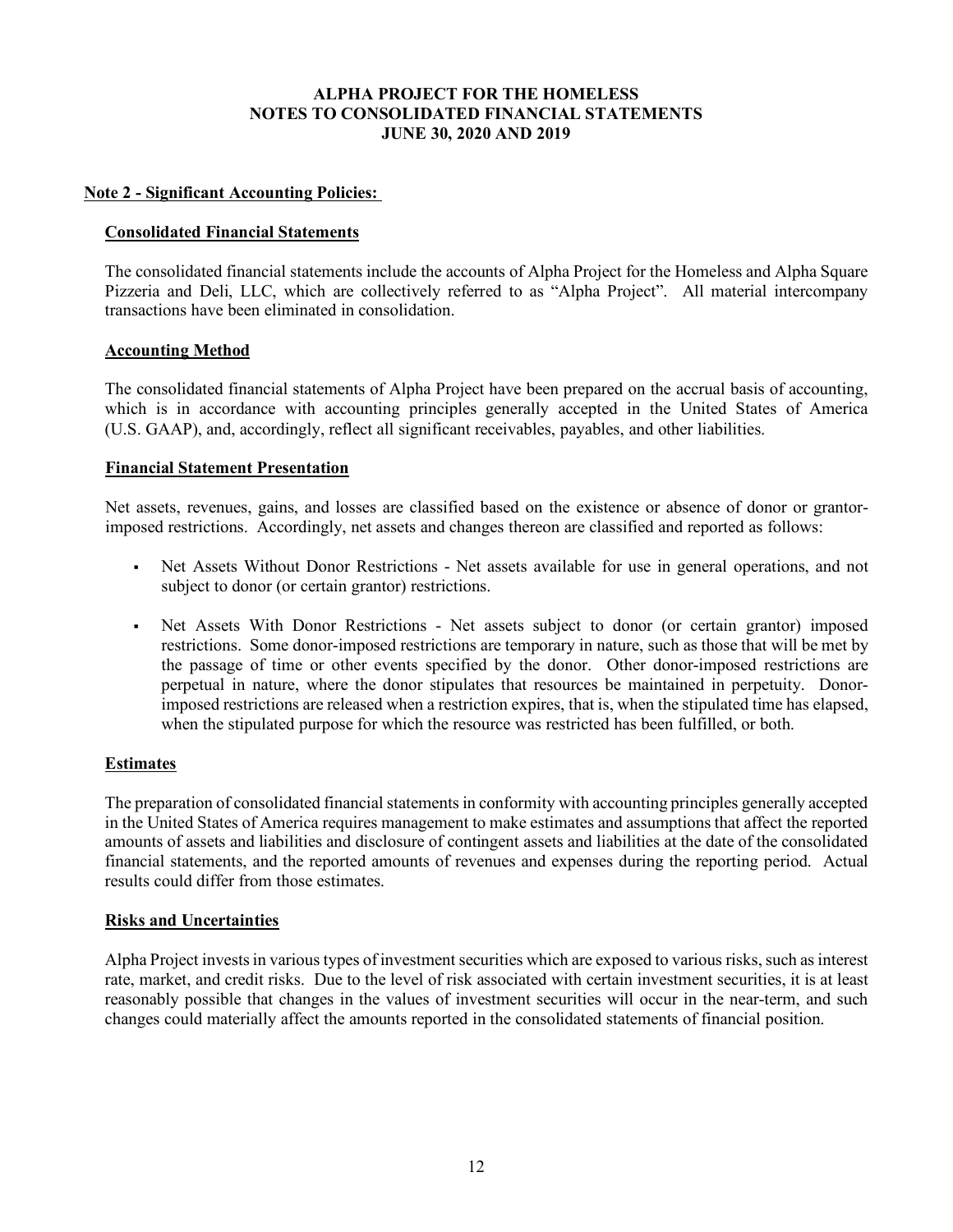## Note 2 - Significant Accounting Policies:

### Consolidated Financial Statements

The consolidated financial statements include the accounts of Alpha Project for the Homeless and Alpha Square Pizzeria and Deli, LLC, which are collectively referred to as "Alpha Project". All material intercompany transactions have been eliminated in consolidation.

### Accounting Method

The consolidated financial statements of Alpha Project have been prepared on the accrual basis of accounting, which is in accordance with accounting principles generally accepted in the United States of America (U.S. GAAP), and, accordingly, reflect all significant receivables, payables, and other liabilities.

### Financial Statement Presentation

Net assets, revenues, gains, and losses are classified based on the existence or absence of donor or grantor-imposed restrictions. Accordingly, net assets and changes thereon are classified and reported as follows:

- Net Assets Without Donor Restrictions - Net assets available for use in general operations, and not subject to donor (or certain grantor) restrictions.
- Net Assets With Donor Restrictions - Net assets subject to donor (or certain grantor) imposed restrictions. Some donor-imposed restrictions are temporary in nature, such as those that will be met by the passage of time or other events specified by the donor. Other donor-imposed restrictions are perpetual in nature, where the donor stipulates that resources be maintained in perpetuity. Donor-imposed restrictions are released when a restriction expires, that is, when the stipulated time has elapsed, when the stipulated purpose for which the resource was restricted has been fulfilled, or both.

### Estimates

The preparation of consolidated financial statements in conformity with accounting principles generally accepted in the United States of America requires management to make estimates and assumptions that affect the reported amounts of assets and liabilities and disclosure of contingent assets and liabilities at the date of the consolidated financial statements, and the reported amounts of revenues and expenses during the reporting period. Actual results could differ from those estimates.

### Risks and Uncertainties

Alpha Project invests in various types of investment securities which are exposed to various risks, such as interest rate, market, and credit risks. Due to the level of risk associated with certain investment securities, it is at least reasonably possible that changes in the values of investment securities will occur in the near-term, and such changes could materially affect the amounts reported in the consolidated statements of financial position.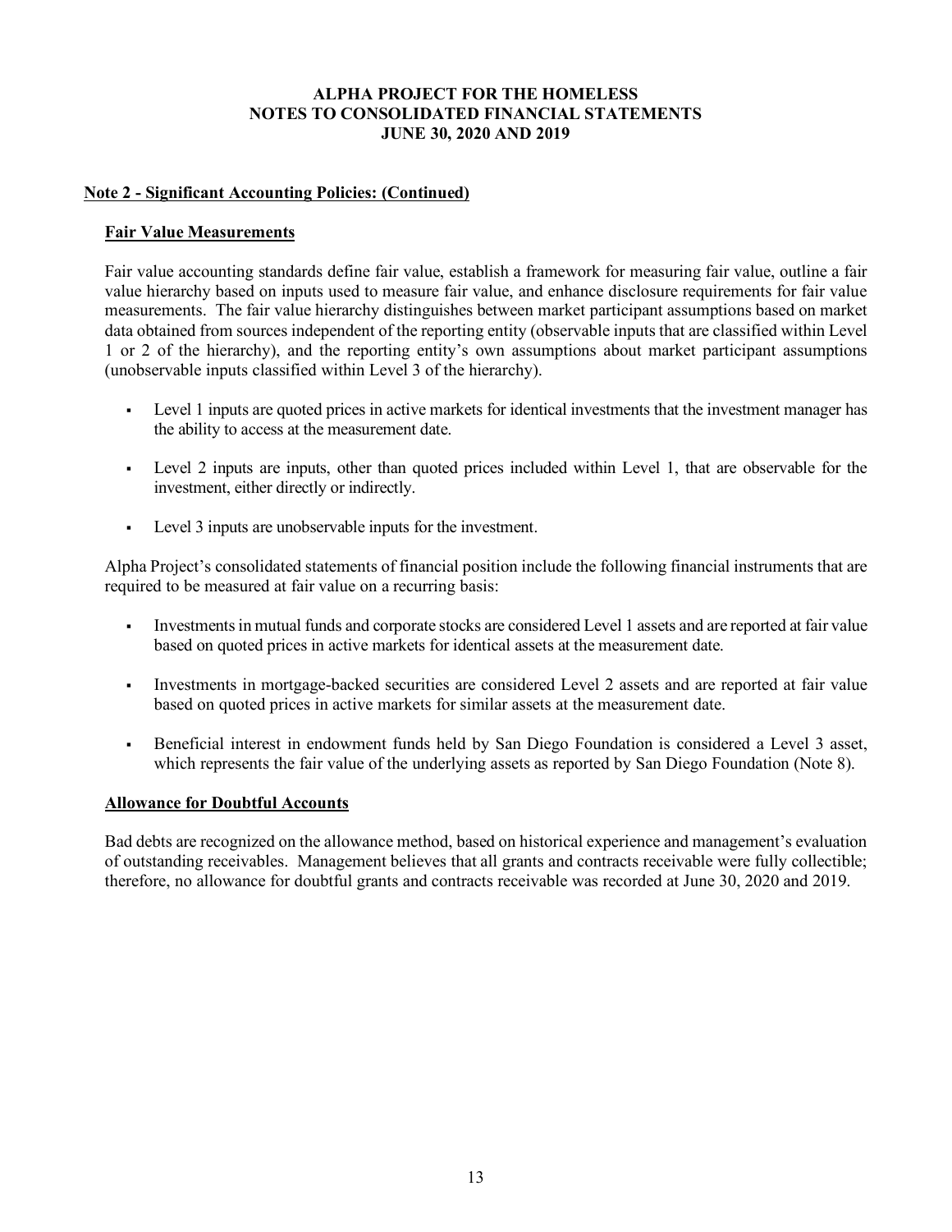**Note 2 - Significant Accounting Policies: (Continued)**

**Fair Value Measurements**

Fair value accounting standards define fair value, establish a framework for measuring fair value, outline a fair value hierarchy based on inputs used to measure fair value, and enhance disclosure requirements for fair value measurements. The fair value hierarchy distinguishes between market participant assumptions based on market data obtained from sources independent of the reporting entity (observable inputs that are classified within Level 1 or 2 of the hierarchy), and the reporting entity's own assumptions about market participant assumptions (unobservable inputs classified within Level 3 of the hierarchy).

- Level 1 inputs are quoted prices in active markets for identical investments that the investment manager has the ability to access at the measurement date.
- Level 2 inputs are inputs, other than quoted prices included within Level 1, that are observable for the investment, either directly or indirectly.
- Level 3 inputs are unobservable inputs for the investment.

Alpha Project's consolidated statements of financial position include the following financial instruments that are required to be measured at fair value on a recurring basis:

- Investments in mutual funds and corporate stocks are considered Level 1 assets and are reported at fair value based on quoted prices in active markets for identical assets at the measurement date.
- Investments in mortgage-backed securities are considered Level 2 assets and are reported at fair value based on quoted prices in active markets for similar assets at the measurement date.
- Beneficial interest in endowment funds held by San Diego Foundation is considered a Level 3 asset, which represents the fair value of the underlying assets as reported by San Diego Foundation (Note 8).

**Allowance for Doubtful Accounts**

Bad debts are recognized on the allowance method, based on historical experience and management's evaluation of outstanding receivables. Management believes that all grants and contracts receivable were fully collectible; therefore, no allowance for doubtful grants and contracts receivable was recorded at June 30, 2020 and 2019.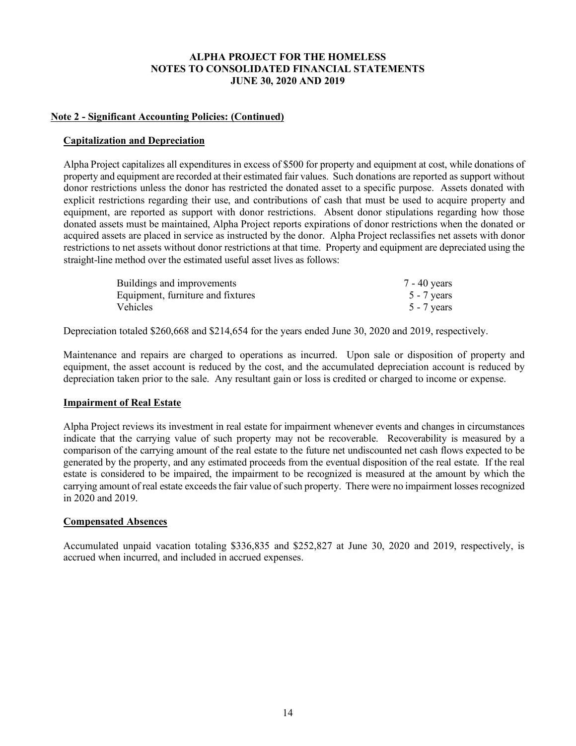**Note 2 - Significant Accounting Policies: (Continued)**

**Capitalization and Depreciation**

Alpha Project capitalizes all expenditures in excess of $500 for property and equipment at cost, while donations of property and equipment are recorded at their estimated fair values. Such donations are reported as support without donor restrictions unless the donor has restricted the donated asset to a specific purpose. Assets donated with explicit restrictions regarding their use, and contributions of cash that must be used to acquire property and equipment, are reported as support with donor restrictions. Absent donor stipulations regarding how those donated assets must be maintained, Alpha Project reports expirations of donor restrictions when the donated or acquired assets are placed in service as instructed by the donor. Alpha Project reclassifies net assets with donor restrictions to net assets without donor restrictions at that time. Property and equipment are depreciated using the straight-line method over the estimated useful asset lives as follows:

| | |
|---|---|
| Buildings and improvements | 7 - 40 years |
| Equipment, furniture and fixtures | 5 - 7 years |
| Vehicles | 5 - 7 years |

Depreciation totaled $260,668 and $214,654 for the years ended June 30, 2020 and 2019, respectively.

Maintenance and repairs are charged to operations as incurred. Upon sale or disposition of property and equipment, the asset account is reduced by the cost, and the accumulated depreciation account is reduced by depreciation taken prior to the sale. Any resultant gain or loss is credited or charged to income or expense.

**Impairment of Real Estate**

Alpha Project reviews its investment in real estate for impairment whenever events and changes in circumstances indicate that the carrying value of such property may not be recoverable. Recoverability is measured by a comparison of the carrying amount of the real estate to the future net undiscounted net cash flows expected to be generated by the property, and any estimated proceeds from the eventual disposition of the real estate. If the real estate is considered to be impaired, the impairment to be recognized is measured at the amount by which the carrying amount of real estate exceeds the fair value of such property. There were no impairment losses recognized in 2020 and 2019.

**Compensated Absences**

Accumulated unpaid vacation totaling $336,835 and $252,827 at June 30, 2020 and 2019, respectively, is accrued when incurred, and included in accrued expenses.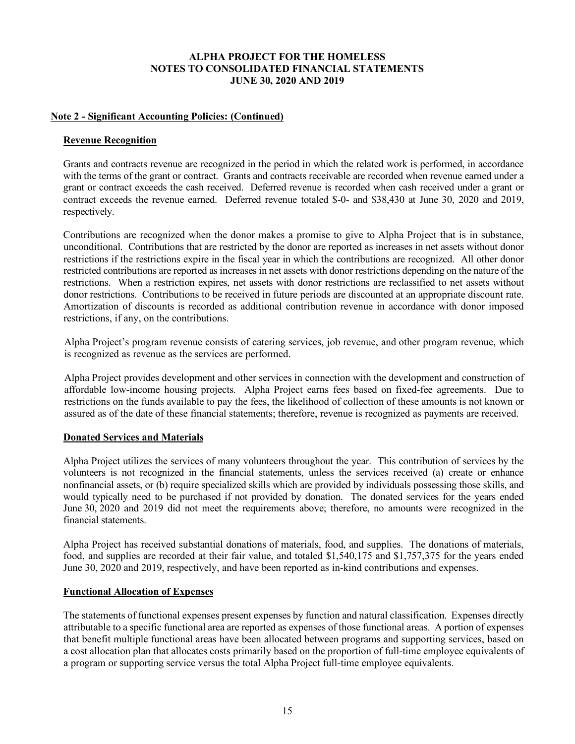# ALPHA PROJECT FOR THE HOMELESS
# NOTES TO CONSOLIDATED FINANCIAL STATEMENTS
# JUNE 30, 2020 AND 2019

## Note 2 - Significant Accounting Policies: (Continued)

### Revenue Recognition

Grants and contracts revenue are recognized in the period in which the related work is performed, in accordance with the terms of the grant or contract. Grants and contracts receivable are recorded when revenue earned under a grant or contract exceeds the cash received. Deferred revenue is recorded when cash received under a grant or contract exceeds the revenue earned. Deferred revenue totaled $-0- and $38,430 at June 30, 2020 and 2019, respectively.

Contributions are recognized when the donor makes a promise to give to Alpha Project that is in substance, unconditional. Contributions that are restricted by the donor are reported as increases in net assets without donor restrictions if the restrictions expire in the fiscal year in which the contributions are recognized. All other donor restricted contributions are reported as increases in net assets with donor restrictions depending on the nature of the restrictions. When a restriction expires, net assets with donor restrictions are reclassified to net assets without donor restrictions. Contributions to be received in future periods are discounted at an appropriate discount rate. Amortization of discounts is recorded as additional contribution revenue in accordance with donor imposed restrictions, if any, on the contributions.

Alpha Project's program revenue consists of catering services, job revenue, and other program revenue, which is recognized as revenue as the services are performed.

Alpha Project provides development and other services in connection with the development and construction of affordable low-income housing projects. Alpha Project earns fees based on fixed-fee agreements. Due to restrictions on the funds available to pay the fees, the likelihood of collection of these amounts is not known or assured as of the date of these financial statements; therefore, revenue is recognized as payments are received.

### Donated Services and Materials

Alpha Project utilizes the services of many volunteers throughout the year. This contribution of services by the volunteers is not recognized in the financial statements, unless the services received (a) create or enhance nonfinancial assets, or (b) require specialized skills which are provided by individuals possessing those skills, and would typically need to be purchased if not provided by donation. The donated services for the years ended June 30, 2020 and 2019 did not meet the requirements above; therefore, no amounts were recognized in the financial statements.

Alpha Project has received substantial donations of materials, food, and supplies. The donations of materials, food, and supplies are recorded at their fair value, and totaled $1,540,175 and $1,757,375 for the years ended June 30, 2020 and 2019, respectively, and have been reported as in-kind contributions and expenses.

### Functional Allocation of Expenses

The statements of functional expenses present expenses by function and natural classification. Expenses directly attributable to a specific functional area are reported as expenses of those functional areas. A portion of expenses that benefit multiple functional areas have been allocated between programs and supporting services, based on a cost allocation plan that allocates costs primarily based on the proportion of full-time employee equivalents of a program or supporting service versus the total Alpha Project full-time employee equivalents.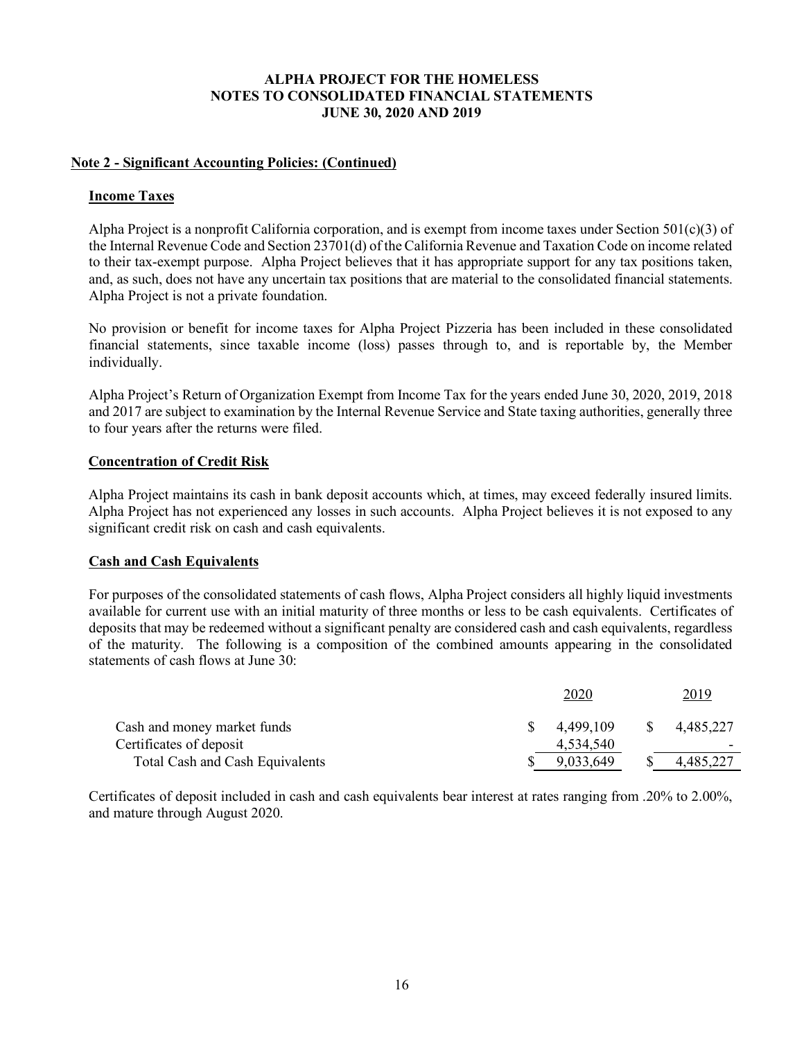**ALPHA PROJECT FOR THE HOMELESS**
**NOTES TO CONSOLIDATED FINANCIAL STATEMENTS**
**JUNE 30, 2020 AND 2019**

## Note 2 - Significant Accounting Policies: (Continued)

### Income Taxes

Alpha Project is a nonprofit California corporation, and is exempt from income taxes under Section 501(c)(3) of the Internal Revenue Code and Section 23701(d) of the California Revenue and Taxation Code on income related to their tax-exempt purpose. Alpha Project believes that it has appropriate support for any tax positions taken, and, as such, does not have any uncertain tax positions that are material to the consolidated financial statements. Alpha Project is not a private foundation.

No provision or benefit for income taxes for Alpha Project Pizzeria has been included in these consolidated financial statements, since taxable income (loss) passes through to, and is reportable by, the Member individually.

Alpha Project's Return of Organization Exempt from Income Tax for the years ended June 30, 2020, 2019, 2018 and 2017 are subject to examination by the Internal Revenue Service and State taxing authorities, generally three to four years after the returns were filed.

### Concentration of Credit Risk

Alpha Project maintains its cash in bank deposit accounts which, at times, may exceed federally insured limits. Alpha Project has not experienced any losses in such accounts. Alpha Project believes it is not exposed to any significant credit risk on cash and cash equivalents.

### Cash and Cash Equivalents

For purposes of the consolidated statements of cash flows, Alpha Project considers all highly liquid investments available for current use with an initial maturity of three months or less to be cash equivalents. Certificates of deposits that may be redeemed without a significant penalty are considered cash and cash equivalents, regardless of the maturity. The following is a composition of the combined amounts appearing in the consolidated statements of cash flows at June 30:

| | 2020 | 2019 |
|---|---|---|
| Cash and money market funds | $ 4,499,109 | $ 4,485,227 |
| Certificates of deposit | 4,534,540 | - |
| Total Cash and Cash Equivalents | $ 9,033,649 | $ 4,485,227 |

Certificates of deposit included in cash and cash equivalents bear interest at rates ranging from .20% to 2.00%, and mature through August 2020.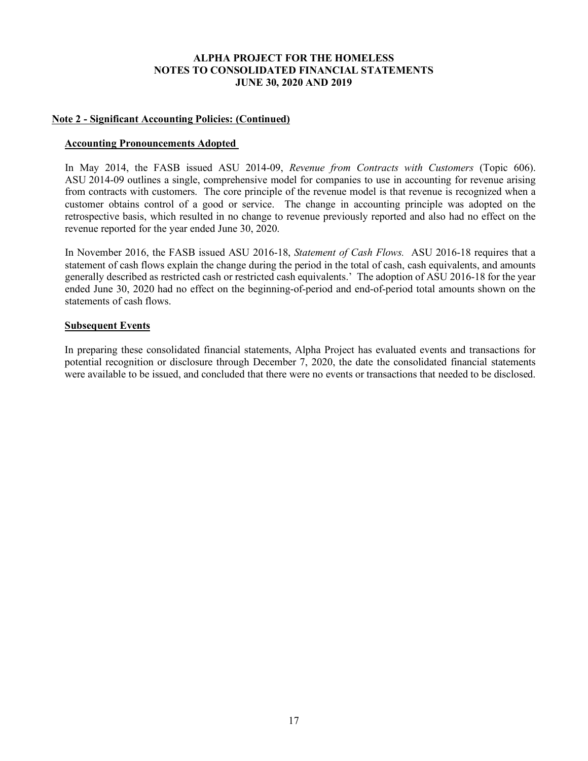**Note 2 - Significant Accounting Policies: (Continued)**

**Accounting Pronouncements Adopted**

In May 2014, the FASB issued ASU 2014-09, *Revenue from Contracts with Customers* (Topic 606). ASU 2014-09 outlines a single, comprehensive model for companies to use in accounting for revenue arising from contracts with customers. The core principle of the revenue model is that revenue is recognized when a customer obtains control of a good or service. The change in accounting principle was adopted on the retrospective basis, which resulted in no change to revenue previously reported and also had no effect on the revenue reported for the year ended June 30, 2020.

In November 2016, the FASB issued ASU 2016-18, *Statement of Cash Flows.* ASU 2016-18 requires that a statement of cash flows explain the change during the period in the total of cash, cash equivalents, and amounts generally described as restricted cash or restricted cash equivalents.' The adoption of ASU 2016-18 for the year ended June 30, 2020 had no effect on the beginning-of-period and end-of-period total amounts shown on the statements of cash flows.

**Subsequent Events**

In preparing these consolidated financial statements, Alpha Project has evaluated events and transactions for potential recognition or disclosure through December 7, 2020, the date the consolidated financial statements were available to be issued, and concluded that there were no events or transactions that needed to be disclosed.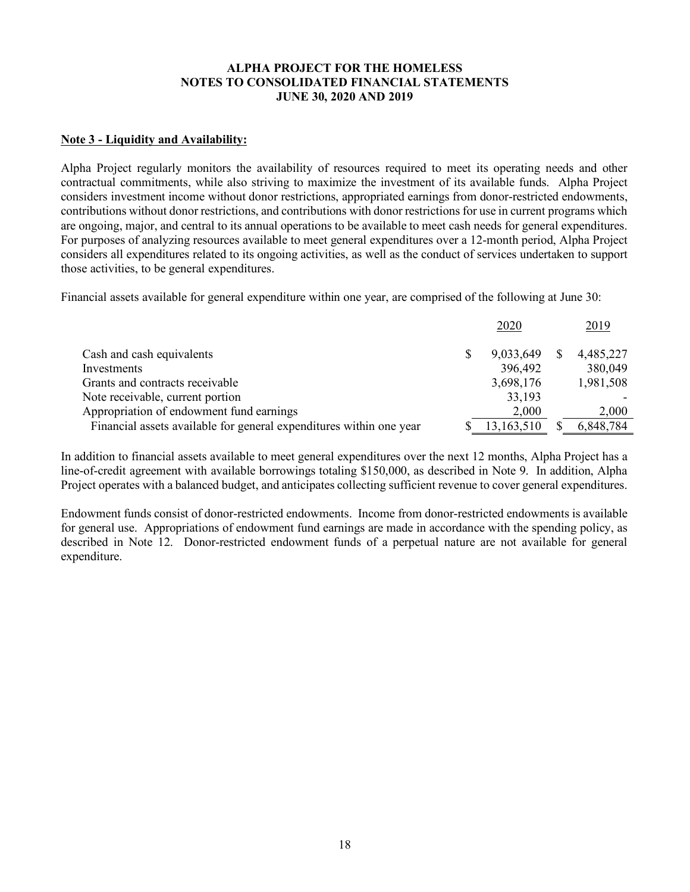**ALPHA PROJECT FOR THE HOMELESS**
**NOTES TO CONSOLIDATED FINANCIAL STATEMENTS**
**JUNE 30, 2020 AND 2019**

## Note 3 - Liquidity and Availability:

Alpha Project regularly monitors the availability of resources required to meet its operating needs and other contractual commitments, while also striving to maximize the investment of its available funds. Alpha Project considers investment income without donor restrictions, appropriated earnings from donor-restricted endowments, contributions without donor restrictions, and contributions with donor restrictions for use in current programs which are ongoing, major, and central to its annual operations to be available to meet cash needs for general expenditures. For purposes of analyzing resources available to meet general expenditures over a 12-month period, Alpha Project considers all expenditures related to its ongoing activities, as well as the conduct of services undertaken to support those activities, to be general expenditures.

Financial assets available for general expenditure within one year, are comprised of the following at June 30:

| | 2020 | 2019 |
|---|---|---|
| Cash and cash equivalents | $ 9,033,649 | $ 4,485,227 |
| Investments | 396,492 | 380,049 |
| Grants and contracts receivable | 3,698,176 | 1,981,508 |
| Note receivable, current portion | 33,193 | - |
| Appropriation of endowment fund earnings | 2,000 | 2,000 |
| Financial assets available for general expenditures within one year | $ 13,163,510 | $ 6,848,784 |

In addition to financial assets available to meet general expenditures over the next 12 months, Alpha Project has a line-of-credit agreement with available borrowings totaling $150,000, as described in Note 9. In addition, Alpha Project operates with a balanced budget, and anticipates collecting sufficient revenue to cover general expenditures.

Endowment funds consist of donor-restricted endowments. Income from donor-restricted endowments is available for general use. Appropriations of endowment fund earnings are made in accordance with the spending policy, as described in Note 12. Donor-restricted endowment funds of a perpetual nature are not available for general expenditure.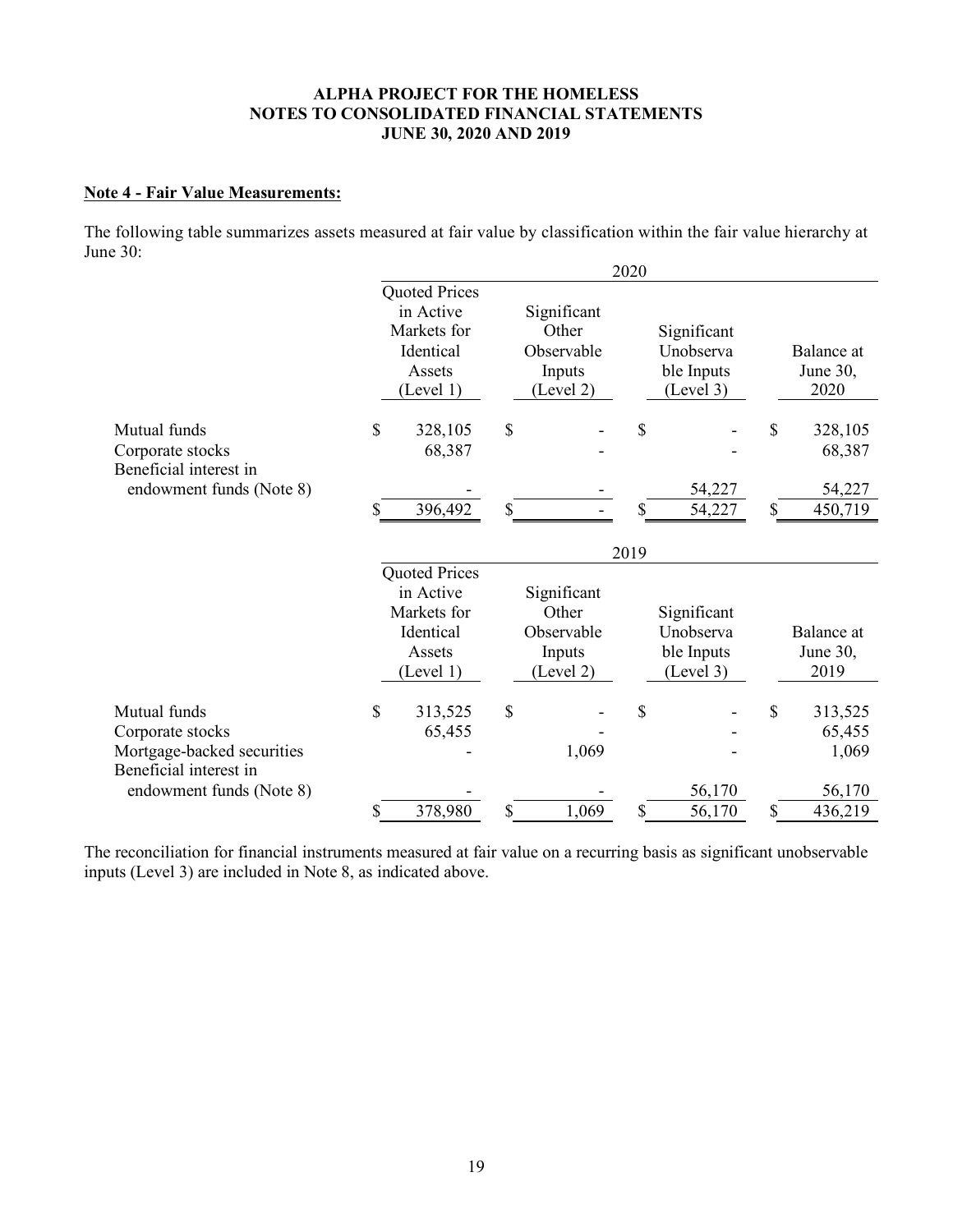**ALPHA PROJECT FOR THE HOMELESS**
**NOTES TO CONSOLIDATED FINANCIAL STATEMENTS**
**JUNE 30, 2020 AND 2019**

**Note 4 - Fair Value Measurements:**

The following table summarizes assets measured at fair value by classification within the fair value hierarchy at June 30:

| | 2020 | | | |
|---|---|---|---|---|
| | Quoted Prices in Active Markets for Identical Assets (Level 1) | Significant Other Observable Inputs (Level 2) | Significant Unobservable Inputs (Level 3) | Balance at June 30, 2020 |
| Mutual funds | $ 328,105 | $ - | $ - | $ 328,105 |
| Corporate stocks | 68,387 | - | - | 68,387 |
| Beneficial interest in endowment funds (Note 8) | - | - | 54,227 | 54,227 |
| | $ 396,492 | $ - | $ 54,227 | $ 450,719 |

| | 2019 | | | |
|---|---|---|---|---|
| | Quoted Prices in Active Markets for Identical Assets (Level 1) | Significant Other Observable Inputs (Level 2) | Significant Unobservable Inputs (Level 3) | Balance at June 30, 2019 |
| Mutual funds | $ 313,525 | $ - | $ - | $ 313,525 |
| Corporate stocks | 65,455 | - | - | 65,455 |
| Mortgage-backed securities | - | 1,069 | - | 1,069 |
| Beneficial interest in endowment funds (Note 8) | - | - | 56,170 | 56,170 |
| | $ 378,980 | $ 1,069 | $ 56,170 | $ 436,219 |

The reconciliation for financial instruments measured at fair value on a recurring basis as significant unobservable inputs (Level 3) are included in Note 8, as indicated above.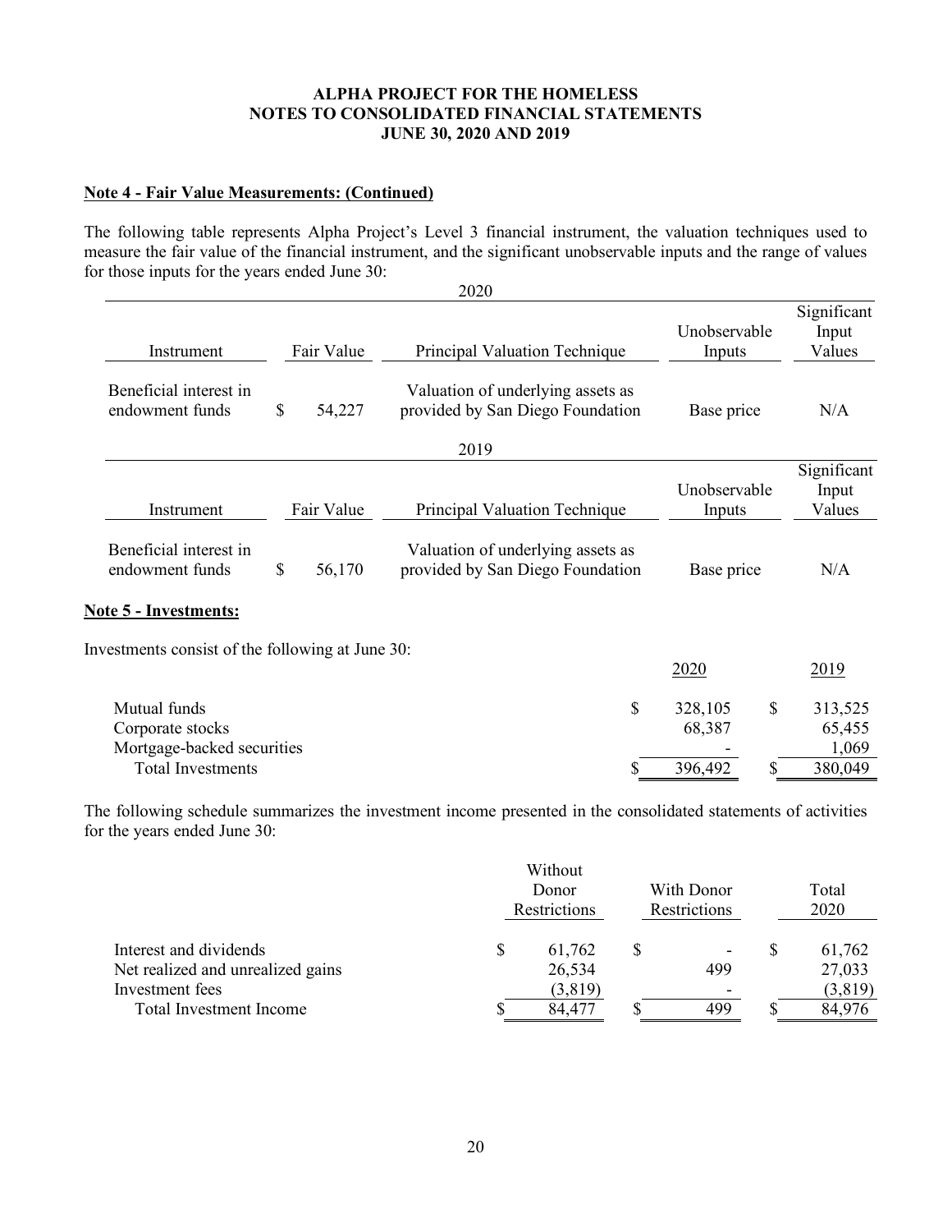### Note 4 - Fair Value Measurements: (Continued)

The following table represents Alpha Project's Level 3 financial instrument, the valuation techniques used to measure the fair value of the financial instrument, and the significant unobservable inputs and the range of values for those inputs for the years ended June 30:

2020

| Instrument | Fair Value | Principal Valuation Technique | Unobservable Inputs | Significant Input Values |
|---|---|---|---|---|
| Beneficial interest in endowment funds | $ 54,227 | Valuation of underlying assets as provided by San Diego Foundation | Base price | N/A |

2019

| Instrument | Fair Value | Principal Valuation Technique | Unobservable Inputs | Significant Input Values |
|---|---|---|---|---|
| Beneficial interest in endowment funds | $ 56,170 | Valuation of underlying assets as provided by San Diego Foundation | Base price | N/A |

### Note 5 - Investments:

Investments consist of the following at June 30:

| | 2020 | 2019 |
|---|---|---|
| Mutual funds | $ 328,105 | $ 313,525 |
| Corporate stocks | 68,387 | 65,455 |
| Mortgage-backed securities | - | 1,069 |
| Total Investments | $ 396,492 | $ 380,049 |

The following schedule summarizes the investment income presented in the consolidated statements of activities for the years ended June 30:

| | Without Donor Restrictions | With Donor Restrictions | Total 2020 |
|---|---|---|---|
| Interest and dividends | $ 61,762 | $ - | $ 61,762 |
| Net realized and unrealized gains | 26,534 | 499 | 27,033 |
| Investment fees | (3,819) | - | (3,819) |
| Total Investment Income | $ 84,477 | $ 499 | $ 84,976 |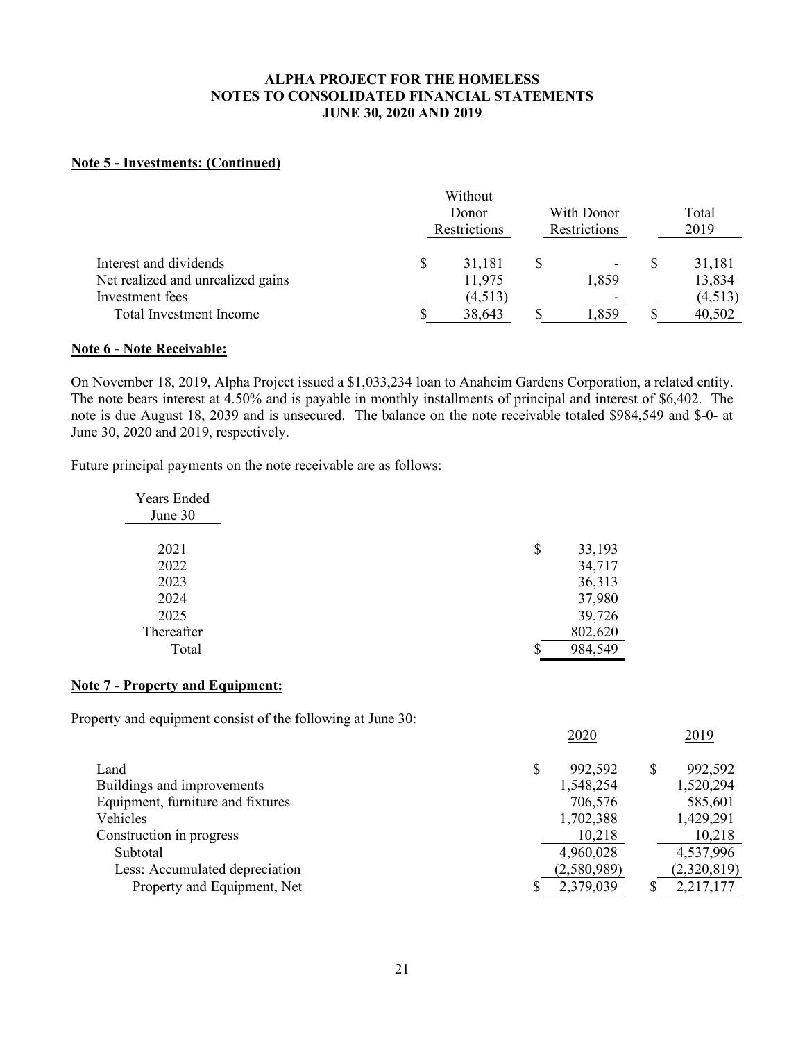**ALPHA PROJECT FOR THE HOMELESS**
**NOTES TO CONSOLIDATED FINANCIAL STATEMENTS**
**JUNE 30, 2020 AND 2019**

## Note 5 - Investments: (Continued)

| | Without Donor Restrictions | With Donor Restrictions | Total 2019 |
|---|---|---|---|
| Interest and dividends | $ 31,181 | $ - | $ 31,181 |
| Net realized and unrealized gains | 11,975 | 1,859 | 13,834 |
| Investment fees | (4,513) | - | (4,513) |
| Total Investment Income | $ 38,643 | $ 1,859 | $ 40,502 |

## Note 6 - Note Receivable:

On November 18, 2019, Alpha Project issued a $1,033,234 loan to Anaheim Gardens Corporation, a related entity. The note bears interest at 4.50% and is payable in monthly installments of principal and interest of $6,402. The note is due August 18, 2039 and is unsecured. The balance on the note receivable totaled $984,549 and $-0- at June 30, 2020 and 2019, respectively.

Future principal payments on the note receivable are as follows:

| Years Ended June 30 | |
|---|---|
| 2021 | $ 33,193 |
| 2022 | 34,717 |
| 2023 | 36,313 |
| 2024 | 37,980 |
| 2025 | 39,726 |
| Thereafter | 802,620 |
| Total | $ 984,549 |

## Note 7 - Property and Equipment:

Property and equipment consist of the following at June 30:

| | 2020 | 2019 |
|---|---|---|
| Land | $ 992,592 | $ 992,592 |
| Buildings and improvements | 1,548,254 | 1,520,294 |
| Equipment, furniture and fixtures | 706,576 | 585,601 |
| Vehicles | 1,702,388 | 1,429,291 |
| Construction in progress | 10,218 | 10,218 |
| Subtotal | 4,960,028 | 4,537,996 |
| Less: Accumulated depreciation | (2,580,989) | (2,320,819) |
| Property and Equipment, Net | $ 2,379,039 | $ 2,217,177 |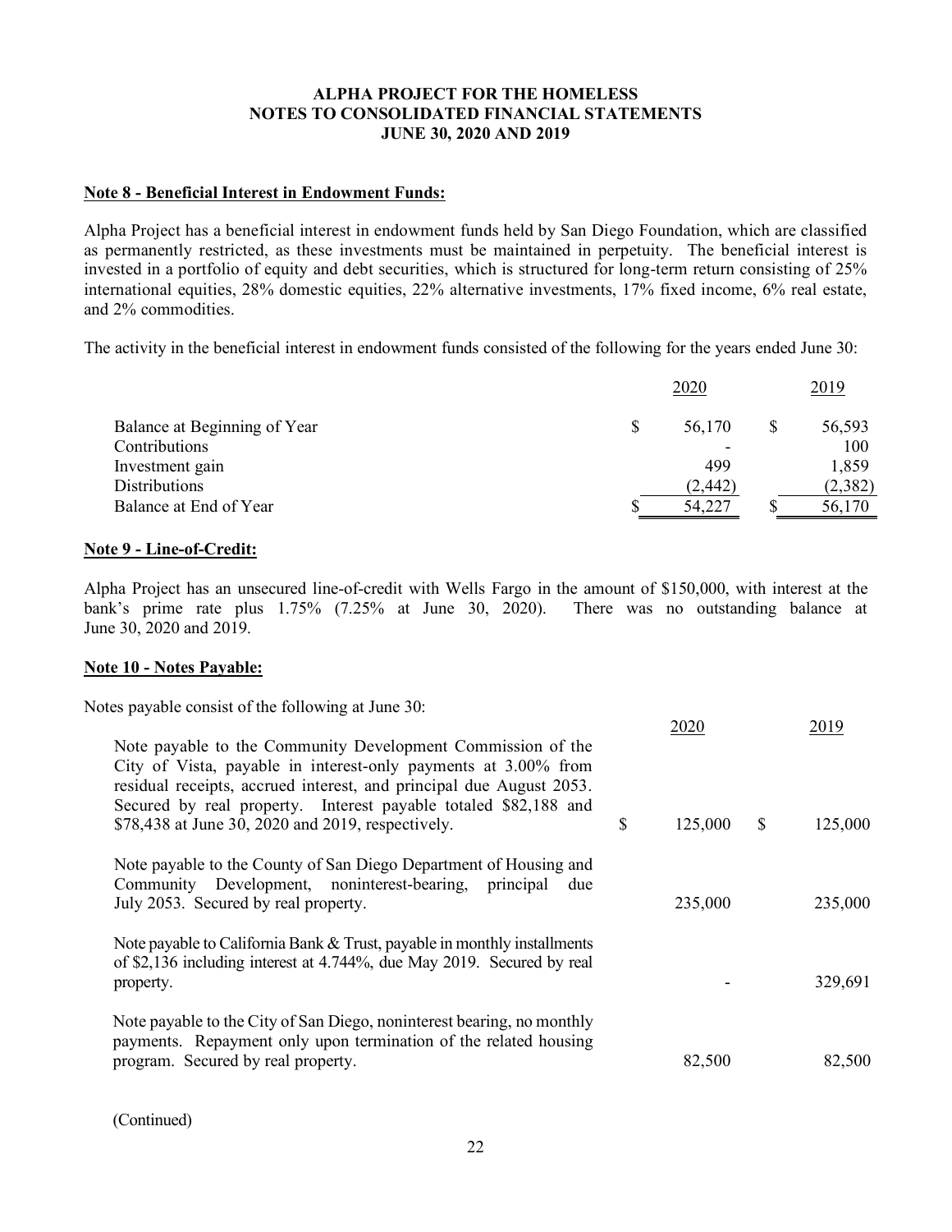**ALPHA PROJECT FOR THE HOMELESS**
**NOTES TO CONSOLIDATED FINANCIAL STATEMENTS**
**JUNE 30, 2020 AND 2019**

## Note 8 - Beneficial Interest in Endowment Funds:

Alpha Project has a beneficial interest in endowment funds held by San Diego Foundation, which are classified as permanently restricted, as these investments must be maintained in perpetuity. The beneficial interest is invested in a portfolio of equity and debt securities, which is structured for long-term return consisting of 25% international equities, 28% domestic equities, 22% alternative investments, 17% fixed income, 6% real estate, and 2% commodities.

The activity in the beneficial interest in endowment funds consisted of the following for the years ended June 30:

| | 2020 | 2019 |
|---|---|---|
| Balance at Beginning of Year | $ 56,170 | $ 56,593 |
| Contributions | - | 100 |
| Investment gain | 499 | 1,859 |
| Distributions | (2,442) | (2,382) |
| Balance at End of Year | $ 54,227 | $ 56,170 |

## Note 9 - Line-of-Credit:

Alpha Project has an unsecured line-of-credit with Wells Fargo in the amount of $150,000, with interest at the bank's prime rate plus 1.75% (7.25% at June 30, 2020). There was no outstanding balance at June 30, 2020 and 2019.

## Note 10 - Notes Payable:

Notes payable consist of the following at June 30:

| | 2020 | 2019 |
|---|---|---|
| Note payable to the Community Development Commission of the City of Vista, payable in interest-only payments at 3.00% from residual receipts, accrued interest, and principal due August 2053. Secured by real property. Interest payable totaled $82,188 and $78,438 at June 30, 2020 and 2019, respectively. | $ 125,000 | $ 125,000 |
| Note payable to the County of San Diego Department of Housing and Community Development, noninterest-bearing, principal due July 2053. Secured by real property. | 235,000 | 235,000 |
| Note payable to California Bank & Trust, payable in monthly installments of $2,136 including interest at 4.744%, due May 2019. Secured by real property. | - | 329,691 |
| Note payable to the City of San Diego, noninterest bearing, no monthly payments. Repayment only upon termination of the related housing program. Secured by real property. | 82,500 | 82,500 |

(Continued)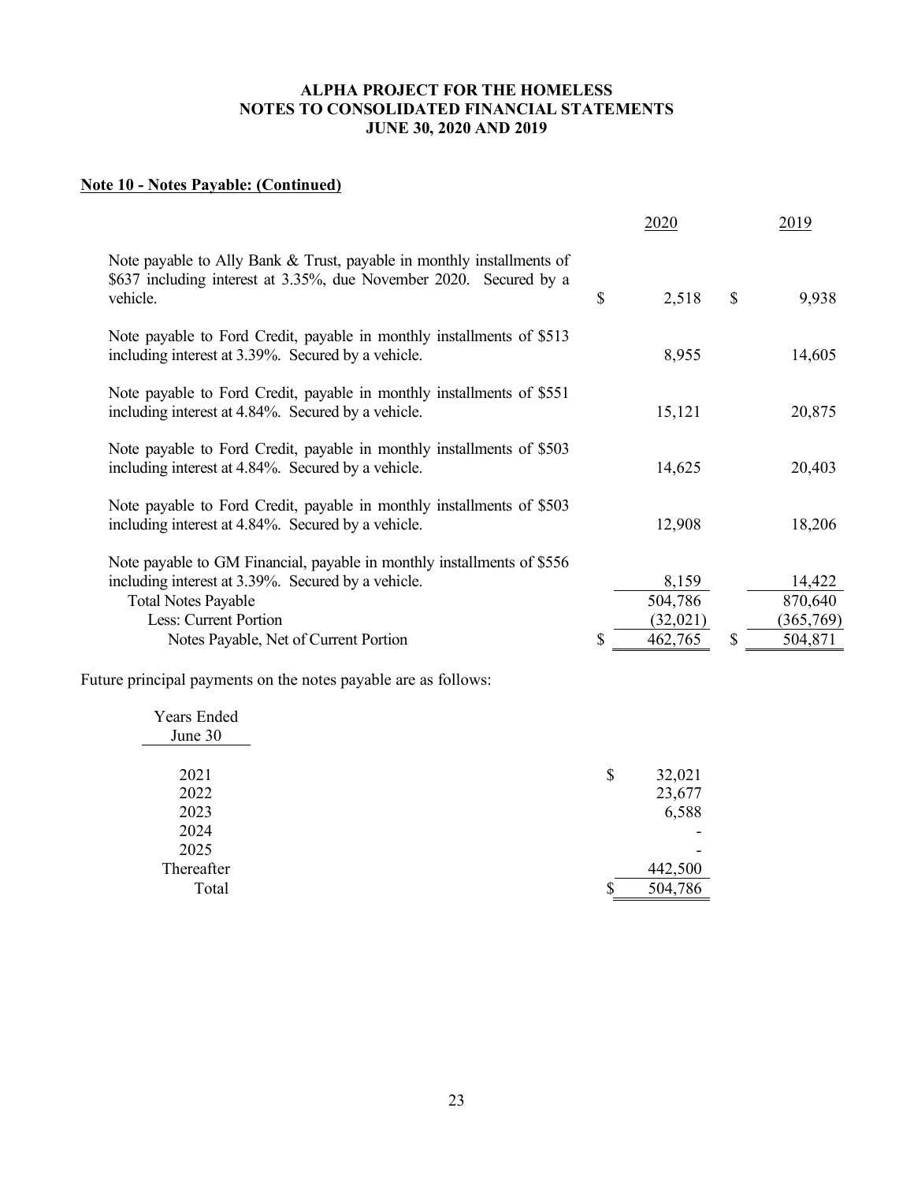# ALPHA PROJECT FOR THE HOMELESS
# NOTES TO CONSOLIDATED FINANCIAL STATEMENTS
# JUNE 30, 2020 AND 2019

## Note 10 - Notes Payable: (Continued)

| | 2020 | 2019 |
|---|---|---|
| Note payable to Ally Bank & Trust, payable in monthly installments of $637 including interest at 3.35%, due November 2020. Secured by a vehicle. | $ 2,518 | $ 9,938 |
| Note payable to Ford Credit, payable in monthly installments of $513 including interest at 3.39%. Secured by a vehicle. | 8,955 | 14,605 |
| Note payable to Ford Credit, payable in monthly installments of $551 including interest at 4.84%. Secured by a vehicle. | 15,121 | 20,875 |
| Note payable to Ford Credit, payable in monthly installments of $503 including interest at 4.84%. Secured by a vehicle. | 14,625 | 20,403 |
| Note payable to Ford Credit, payable in monthly installments of $503 including interest at 4.84%. Secured by a vehicle. | 12,908 | 18,206 |
| Note payable to GM Financial, payable in monthly installments of $556 including interest at 3.39%. Secured by a vehicle. | 8,159 | 14,422 |
| Total Notes Payable | 504,786 | 870,640 |
| Less: Current Portion | (32,021) | (365,769) |
| Notes Payable, Net of Current Portion | $ 462,765 | $ 504,871 |

Future principal payments on the notes payable are as follows:

| Years Ended June 30 | |
|---|---|
| 2021 | $ 32,021 |
| 2022 | 23,677 |
| 2023 | 6,588 |
| 2024 | - |
| 2025 | - |
| Thereafter | 442,500 |
| Total | $ 504,786 |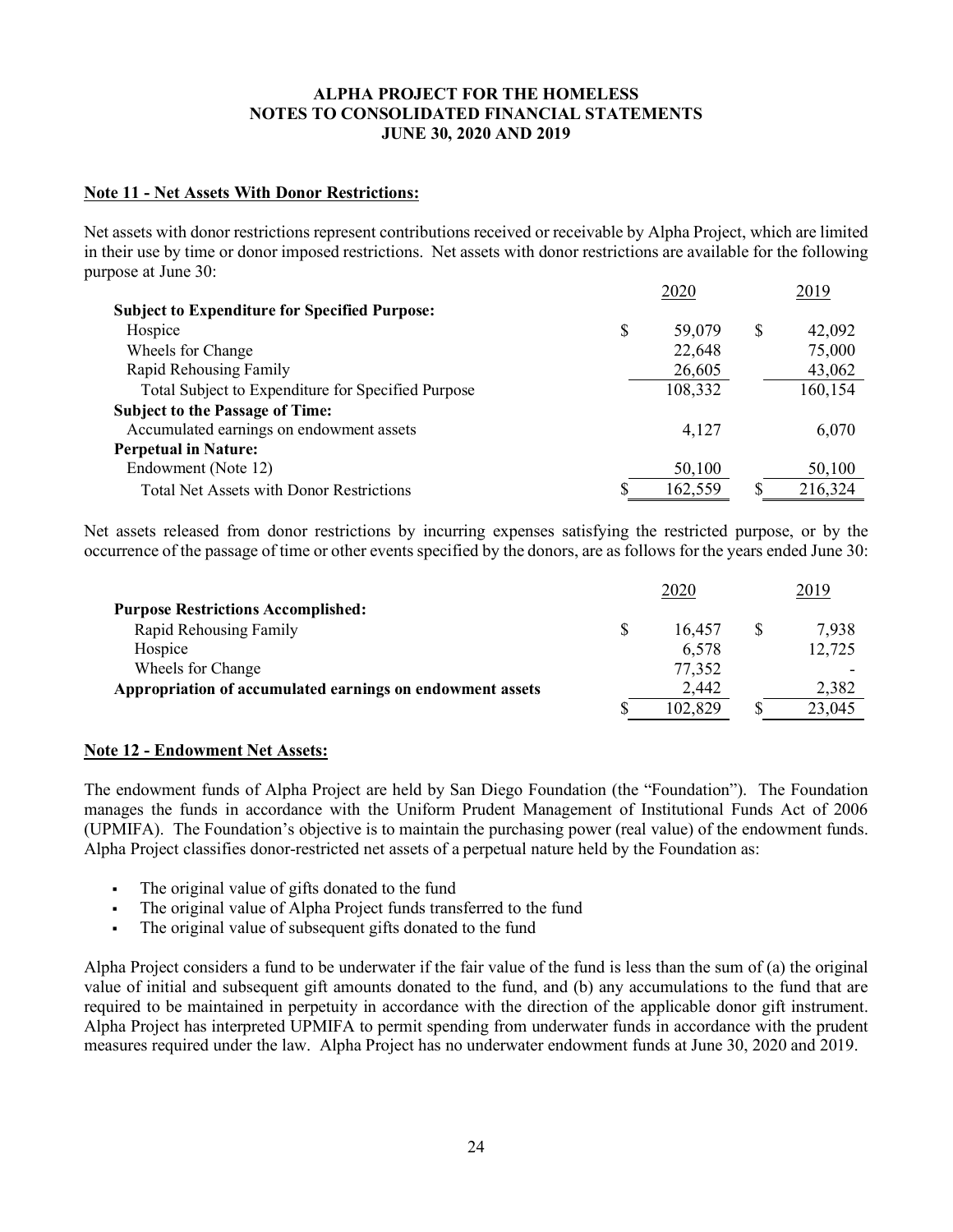**ALPHA PROJECT FOR THE HOMELESS**
**NOTES TO CONSOLIDATED FINANCIAL STATEMENTS**
**JUNE 30, 2020 AND 2019**

**Note 11 - Net Assets With Donor Restrictions:**

Net assets with donor restrictions represent contributions received or receivable by Alpha Project, which are limited in their use by time or donor imposed restrictions. Net assets with donor restrictions are available for the following purpose at June 30:

| | 2020 | 2019 |
|---|---|---|
| **Subject to Expenditure for Specified Purpose:** | | |
| Hospice | $ 59,079 | $ 42,092 |
| Wheels for Change | 22,648 | 75,000 |
| Rapid Rehousing Family | 26,605 | 43,062 |
| Total Subject to Expenditure for Specified Purpose | 108,332 | 160,154 |
| **Subject to the Passage of Time:** | | |
| Accumulated earnings on endowment assets | 4,127 | 6,070 |
| **Perpetual in Nature:** | | |
| Endowment (Note 12) | 50,100 | 50,100 |
| Total Net Assets with Donor Restrictions | $ 162,559 | $ 216,324 |

Net assets released from donor restrictions by incurring expenses satisfying the restricted purpose, or by the occurrence of the passage of time or other events specified by the donors, are as follows for the years ended June 30:

| | 2020 | 2019 |
|---|---|---|
| **Purpose Restrictions Accomplished:** | | |
| Rapid Rehousing Family | $ 16,457 | $ 7,938 |
| Hospice | 6,578 | 12,725 |
| Wheels for Change | 77,352 | - |
| **Appropriation of accumulated earnings on endowment assets** | 2,442 | 2,382 |
| | $ 102,829 | $ 23,045 |

**Note 12 - Endowment Net Assets:**

The endowment funds of Alpha Project are held by San Diego Foundation (the "Foundation"). The Foundation manages the funds in accordance with the Uniform Prudent Management of Institutional Funds Act of 2006 (UPMIFA). The Foundation's objective is to maintain the purchasing power (real value) of the endowment funds. Alpha Project classifies donor-restricted net assets of a perpetual nature held by the Foundation as:

- The original value of gifts donated to the fund
- The original value of Alpha Project funds transferred to the fund
- The original value of subsequent gifts donated to the fund

Alpha Project considers a fund to be underwater if the fair value of the fund is less than the sum of (a) the original value of initial and subsequent gift amounts donated to the fund, and (b) any accumulations to the fund that are required to be maintained in perpetuity in accordance with the direction of the applicable donor gift instrument. Alpha Project has interpreted UPMIFA to permit spending from underwater funds in accordance with the prudent measures required under the law. Alpha Project has no underwater endowment funds at June 30, 2020 and 2019.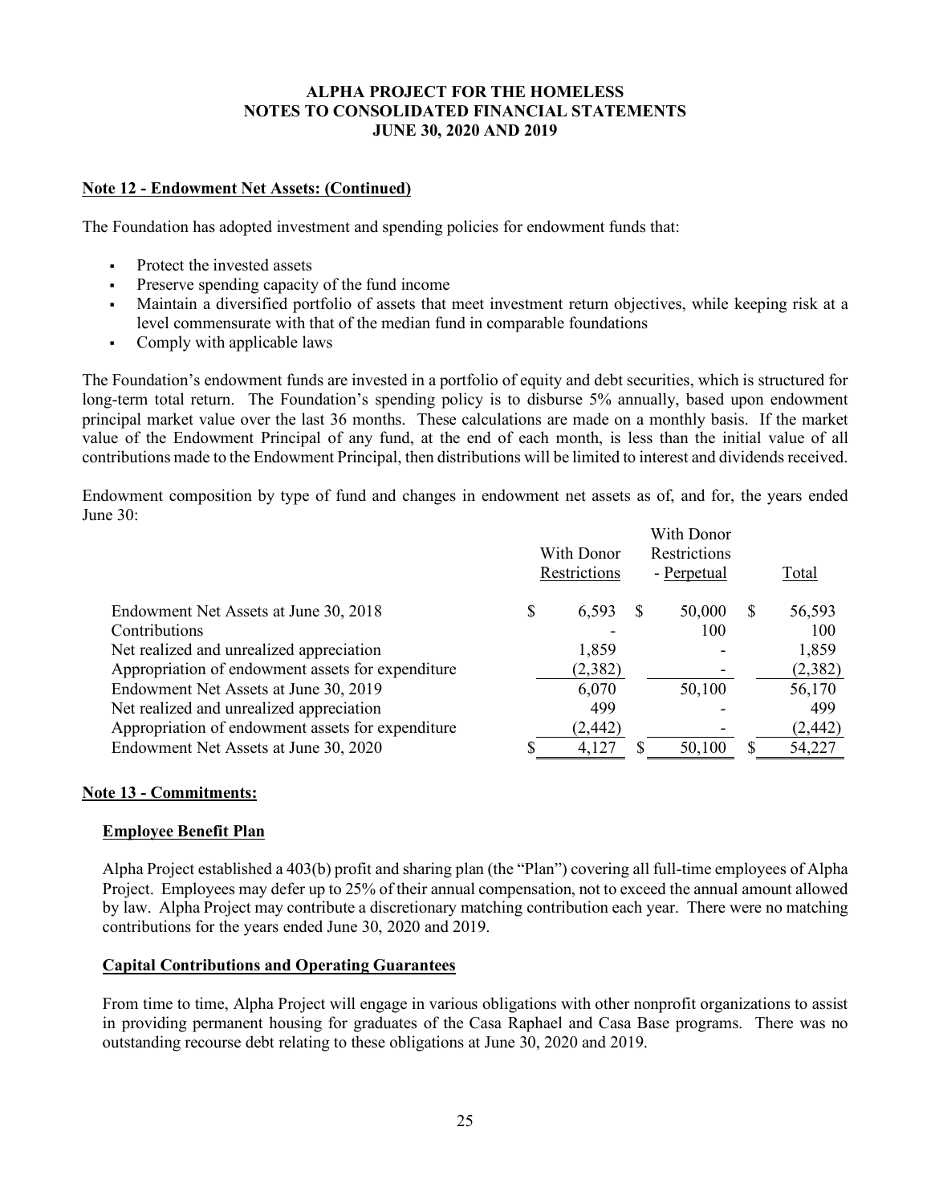**Note 12 - Endowment Net Assets: (Continued)**

The Foundation has adopted investment and spending policies for endowment funds that:

- Protect the invested assets
- Preserve spending capacity of the fund income
- Maintain a diversified portfolio of assets that meet investment return objectives, while keeping risk at a level commensurate with that of the median fund in comparable foundations
- Comply with applicable laws

The Foundation's endowment funds are invested in a portfolio of equity and debt securities, which is structured for long-term total return. The Foundation's spending policy is to disburse 5% annually, based upon endowment principal market value over the last 36 months. These calculations are made on a monthly basis. If the market value of the Endowment Principal of any fund, at the end of each month, is less than the initial value of all contributions made to the Endowment Principal, then distributions will be limited to interest and dividends received.

Endowment composition by type of fund and changes in endowment net assets as of, and for, the years ended June 30:

| | With Donor Restrictions | With Donor Restrictions - Perpetual | Total |
|---|---|---|---|
| Endowment Net Assets at June 30, 2018 | $ 6,593 | $ 50,000 | $ 56,593 |
| Contributions | - | 100 | 100 |
| Net realized and unrealized appreciation | 1,859 | - | 1,859 |
| Appropriation of endowment assets for expenditure | (2,382) | - | (2,382) |
| Endowment Net Assets at June 30, 2019 | 6,070 | 50,100 | 56,170 |
| Net realized and unrealized appreciation | 499 | - | 499 |
| Appropriation of endowment assets for expenditure | (2,442) | - | (2,442) |
| Endowment Net Assets at June 30, 2020 | $ 4,127 | $ 50,100 | $ 54,227 |

**Note 13 - Commitments:**

**Employee Benefit Plan**

Alpha Project established a 403(b) profit and sharing plan (the "Plan") covering all full-time employees of Alpha Project. Employees may defer up to 25% of their annual compensation, not to exceed the annual amount allowed by law. Alpha Project may contribute a discretionary matching contribution each year. There were no matching contributions for the years ended June 30, 2020 and 2019.

**Capital Contributions and Operating Guarantees**

From time to time, Alpha Project will engage in various obligations with other nonprofit organizations to assist in providing permanent housing for graduates of the Casa Raphael and Casa Base programs. There was no outstanding recourse debt relating to these obligations at June 30, 2020 and 2019.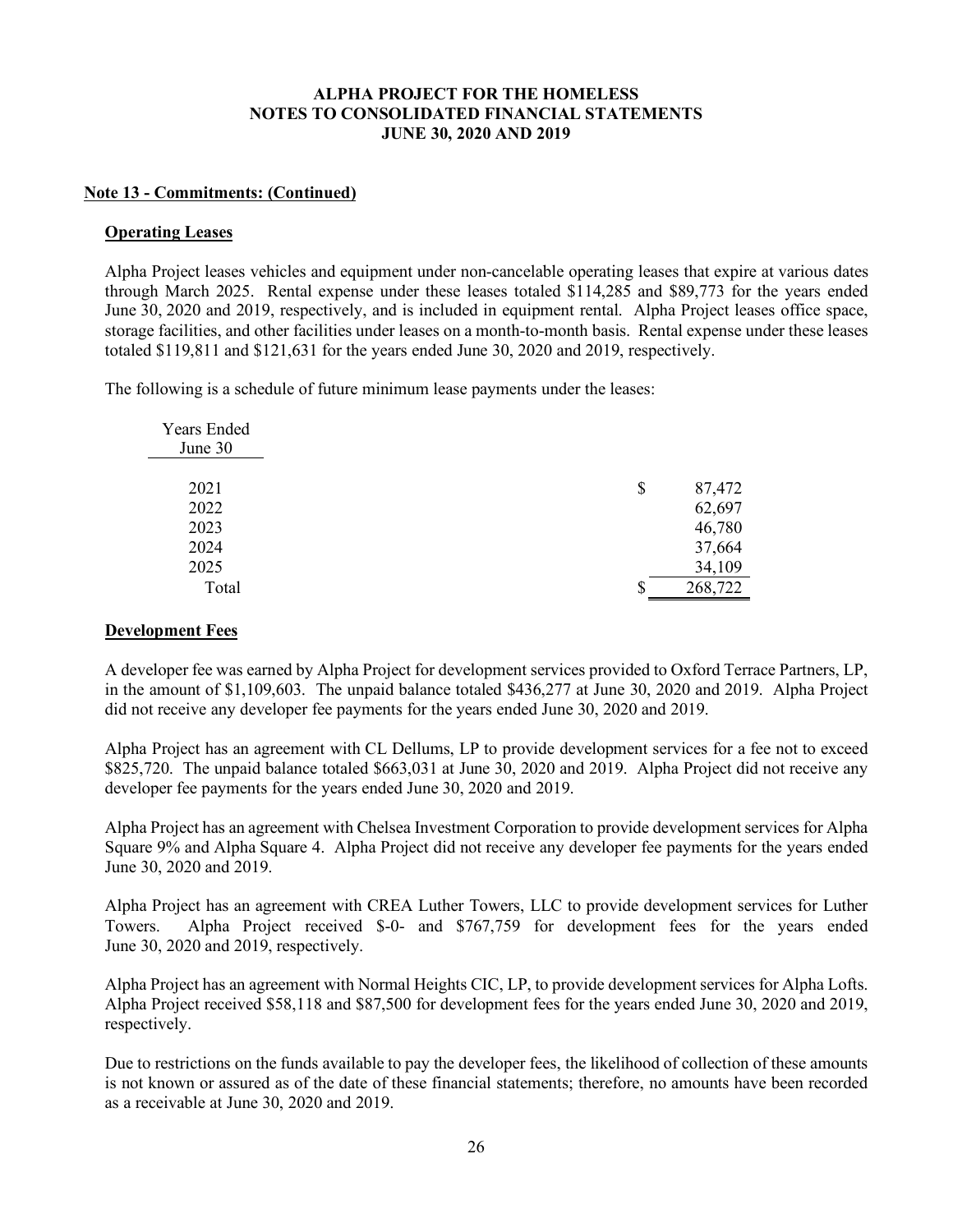**ALPHA PROJECT FOR THE HOMELESS**
**NOTES TO CONSOLIDATED FINANCIAL STATEMENTS**
**JUNE 30, 2020 AND 2019**

**Note 13 - Commitments: (Continued)**

**Operating Leases**

Alpha Project leases vehicles and equipment under non-cancelable operating leases that expire at various dates through March 2025. Rental expense under these leases totaled $114,285 and $89,773 for the years ended June 30, 2020 and 2019, respectively, and is included in equipment rental. Alpha Project leases office space, storage facilities, and other facilities under leases on a month-to-month basis. Rental expense under these leases totaled $119,811 and $121,631 for the years ended June 30, 2020 and 2019, respectively.

The following is a schedule of future minimum lease payments under the leases:

| Years Ended June 30 | |
|---|---|
| 2021 | $ 87,472 |
| 2022 | 62,697 |
| 2023 | 46,780 |
| 2024 | 37,664 |
| 2025 | 34,109 |
| Total | $ 268,722 |

**Development Fees**

A developer fee was earned by Alpha Project for development services provided to Oxford Terrace Partners, LP, in the amount of $1,109,603. The unpaid balance totaled $436,277 at June 30, 2020 and 2019. Alpha Project did not receive any developer fee payments for the years ended June 30, 2020 and 2019.

Alpha Project has an agreement with CL Dellums, LP to provide development services for a fee not to exceed $825,720. The unpaid balance totaled $663,031 at June 30, 2020 and 2019. Alpha Project did not receive any developer fee payments for the years ended June 30, 2020 and 2019.

Alpha Project has an agreement with Chelsea Investment Corporation to provide development services for Alpha Square 9% and Alpha Square 4. Alpha Project did not receive any developer fee payments for the years ended June 30, 2020 and 2019.

Alpha Project has an agreement with CREA Luther Towers, LLC to provide development services for Luther Towers. Alpha Project received $-0- and $767,759 for development fees for the years ended June 30, 2020 and 2019, respectively.

Alpha Project has an agreement with Normal Heights CIC, LP, to provide development services for Alpha Lofts. Alpha Project received $58,118 and $87,500 for development fees for the years ended June 30, 2020 and 2019, respectively.

Due to restrictions on the funds available to pay the developer fees, the likelihood of collection of these amounts is not known or assured as of the date of these financial statements; therefore, no amounts have been recorded as a receivable at June 30, 2020 and 2019.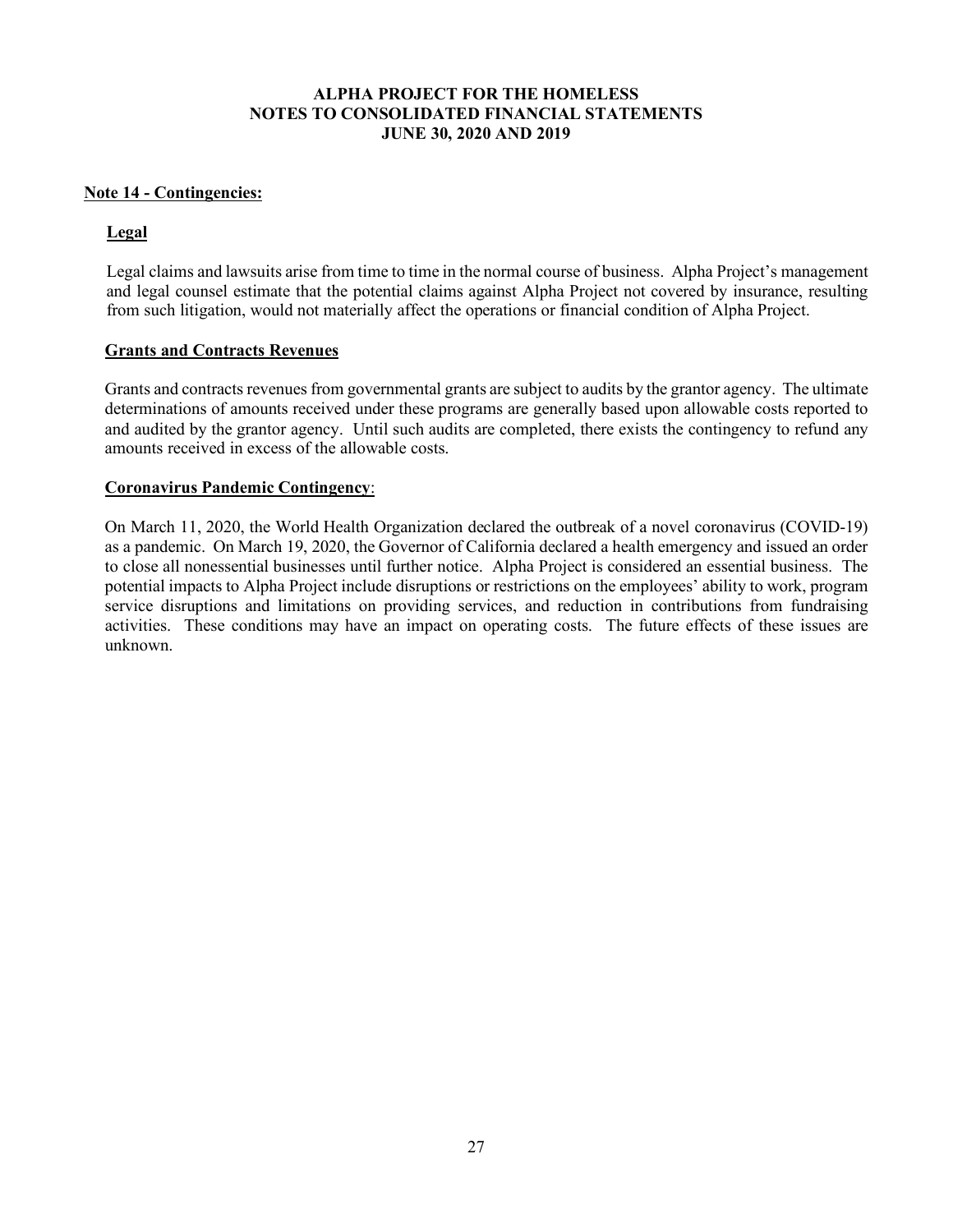# ALPHA PROJECT FOR THE HOMELESS
## NOTES TO CONSOLIDATED FINANCIAL STATEMENTS
## JUNE 30, 2020 AND 2019

### Note 14 - Contingencies:

**Legal**

Legal claims and lawsuits arise from time to time in the normal course of business. Alpha Project's management and legal counsel estimate that the potential claims against Alpha Project not covered by insurance, resulting from such litigation, would not materially affect the operations or financial condition of Alpha Project.

**Grants and Contracts Revenues**

Grants and contracts revenues from governmental grants are subject to audits by the grantor agency. The ultimate determinations of amounts received under these programs are generally based upon allowable costs reported to and audited by the grantor agency. Until such audits are completed, there exists the contingency to refund any amounts received in excess of the allowable costs.

**Coronavirus Pandemic Contingency**:

On March 11, 2020, the World Health Organization declared the outbreak of a novel coronavirus (COVID-19) as a pandemic. On March 19, 2020, the Governor of California declared a health emergency and issued an order to close all nonessential businesses until further notice. Alpha Project is considered an essential business. The potential impacts to Alpha Project include disruptions or restrictions on the employees' ability to work, program service disruptions and limitations on providing services, and reduction in contributions from fundraising activities. These conditions may have an impact on operating costs. The future effects of these issues are unknown.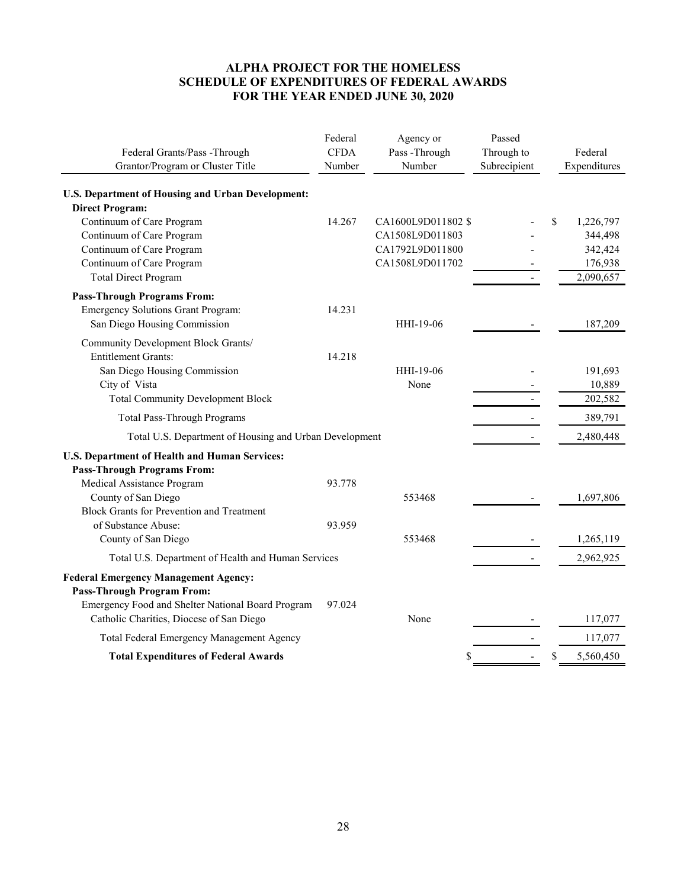# ALPHA PROJECT FOR THE HOMELESS
## SCHEDULE OF EXPENDITURES OF FEDERAL AWARDS
### FOR THE YEAR ENDED JUNE 30, 2020

| Federal Grants/Pass -Through Grantor/Program or Cluster Title | Federal CFDA Number | Agency or Pass -Through Number | Passed Through to Subrecipient | Federal Expenditures |
|---|---|---|---|---|
| **U.S. Department of Housing and Urban Development:** | | | | |
| **Direct Program:** | | | | |
| Continuum of Care Program | 14.267 | CA1600L9D011802 | $ - | $ 1,226,797 |
| Continuum of Care Program | | CA1508L9D011803 | - | 344,498 |
| Continuum of Care Program | | CA1792L9D011800 | - | 342,424 |
| Continuum of Care Program | | CA1508L9D011702 | - | 176,938 |
| Total Direct Program | | | - | 2,090,657 |
| **Pass-Through Programs From:** | | | | |
| Emergency Solutions Grant Program: | 14.231 | | | |
| San Diego Housing Commission | | HHI-19-06 | - | 187,209 |
| Community Development Block Grants/ Entitlement Grants: | 14.218 | | | |
| San Diego Housing Commission | | HHI-19-06 | - | 191,693 |
| City of Vista | | None | - | 10,889 |
| Total Community Development Block | | | - | 202,582 |
| Total Pass-Through Programs | | | - | 389,791 |
| Total U.S. Department of Housing and Urban Development | | | - | 2,480,448 |
| **U.S. Department of Health and Human Services:** | | | | |
| **Pass-Through Programs From:** | | | | |
| Medical Assistance Program | 93.778 | | | |
| County of San Diego | | 553468 | - | 1,697,806 |
| Block Grants for Prevention and Treatment of Substance Abuse: | 93.959 | | | |
| County of San Diego | | 553468 | - | 1,265,119 |
| Total U.S. Department of Health and Human Services | | | - | 2,962,925 |
| **Federal Emergency Management Agency:** | | | | |
| **Pass-Through Program From:** | | | | |
| Emergency Food and Shelter National Board Program | 97.024 | | | |
| Catholic Charities, Diocese of San Diego | | None | - | 117,077 |
| Total Federal Emergency Management Agency | | | - | 117,077 |
| **Total Expenditures of Federal Awards** | | | $ - | $ 5,560,450 |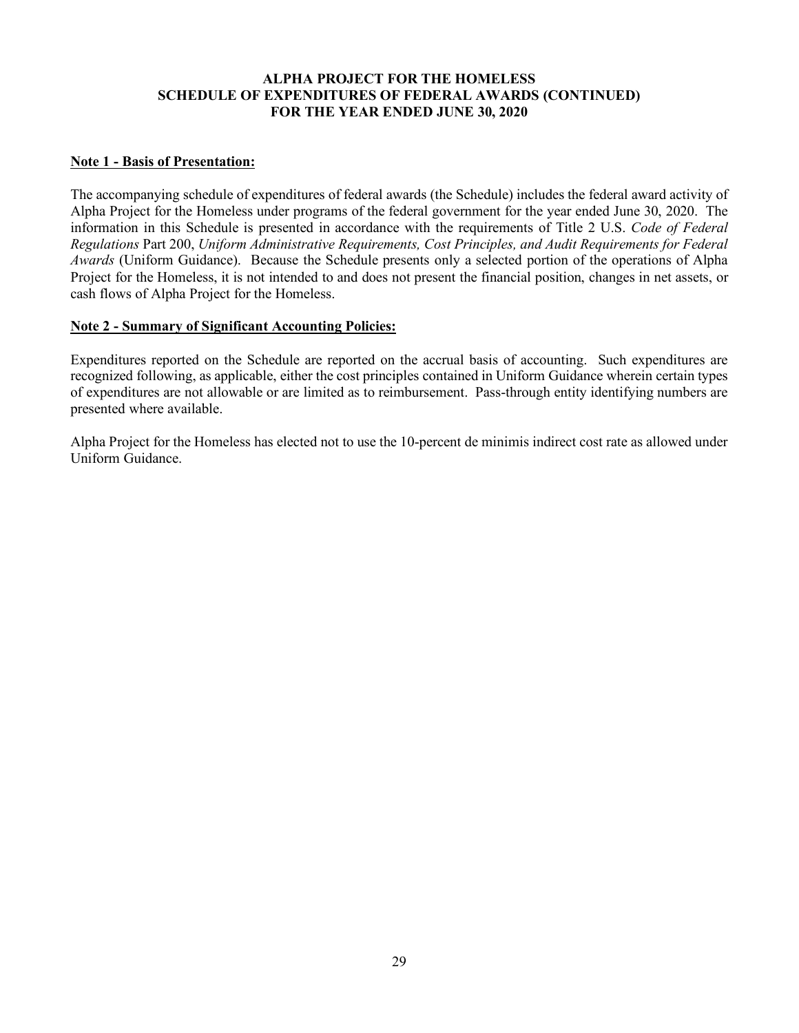**ALPHA PROJECT FOR THE HOMELESS**
**SCHEDULE OF EXPENDITURES OF FEDERAL AWARDS (CONTINUED)**
**FOR THE YEAR ENDED JUNE 30, 2020**

**Note 1 - Basis of Presentation:**

The accompanying schedule of expenditures of federal awards (the Schedule) includes the federal award activity of Alpha Project for the Homeless under programs of the federal government for the year ended June 30, 2020. The information in this Schedule is presented in accordance with the requirements of Title 2 U.S. *Code of Federal Regulations* Part 200, *Uniform Administrative Requirements, Cost Principles, and Audit Requirements for Federal Awards* (Uniform Guidance). Because the Schedule presents only a selected portion of the operations of Alpha Project for the Homeless, it is not intended to and does not present the financial position, changes in net assets, or cash flows of Alpha Project for the Homeless.

**Note 2 - Summary of Significant Accounting Policies:**

Expenditures reported on the Schedule are reported on the accrual basis of accounting. Such expenditures are recognized following, as applicable, either the cost principles contained in Uniform Guidance wherein certain types of expenditures are not allowable or are limited as to reimbursement. Pass-through entity identifying numbers are presented where available.

Alpha Project for the Homeless has elected not to use the 10-percent de minimis indirect cost rate as allowed under Uniform Guidance.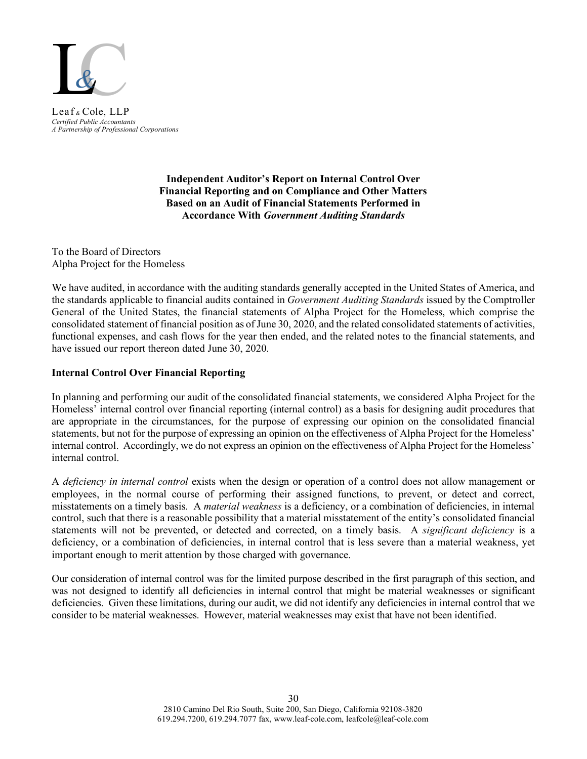Leaf & Cole, LLP
*Certified Public Accountants*
*A Partnership of Professional Corporations*

**Independent Auditor's Report on Internal Control Over Financial Reporting and on Compliance and Other Matters Based on an Audit of Financial Statements Performed in Accordance With *Government Auditing Standards***

To the Board of Directors
Alpha Project for the Homeless

We have audited, in accordance with the auditing standards generally accepted in the United States of America, and the standards applicable to financial audits contained in *Government Auditing Standards* issued by the Comptroller General of the United States, the financial statements of Alpha Project for the Homeless, which comprise the consolidated statement of financial position as of June 30, 2020, and the related consolidated statements of activities, functional expenses, and cash flows for the year then ended, and the related notes to the financial statements, and have issued our report thereon dated June 30, 2020.

**Internal Control Over Financial Reporting**

In planning and performing our audit of the consolidated financial statements, we considered Alpha Project for the Homeless' internal control over financial reporting (internal control) as a basis for designing audit procedures that are appropriate in the circumstances, for the purpose of expressing our opinion on the consolidated financial statements, but not for the purpose of expressing an opinion on the effectiveness of Alpha Project for the Homeless' internal control. Accordingly, we do not express an opinion on the effectiveness of Alpha Project for the Homeless' internal control.

A *deficiency in internal control* exists when the design or operation of a control does not allow management or employees, in the normal course of performing their assigned functions, to prevent, or detect and correct, misstatements on a timely basis. A *material weakness* is a deficiency, or a combination of deficiencies, in internal control, such that there is a reasonable possibility that a material misstatement of the entity's consolidated financial statements will not be prevented, or detected and corrected, on a timely basis. A *significant deficiency* is a deficiency, or a combination of deficiencies, in internal control that is less severe than a material weakness, yet important enough to merit attention by those charged with governance.

Our consideration of internal control was for the limited purpose described in the first paragraph of this section, and was not designed to identify all deficiencies in internal control that might be material weaknesses or significant deficiencies. Given these limitations, during our audit, we did not identify any deficiencies in internal control that we consider to be material weaknesses. However, material weaknesses may exist that have not been identified.

2810 Camino Del Rio South, Suite 200, San Diego, California 92108-3820
619.294.7200, 619.294.7077 fax, www.leaf-cole.com, leafcole@leaf-cole.com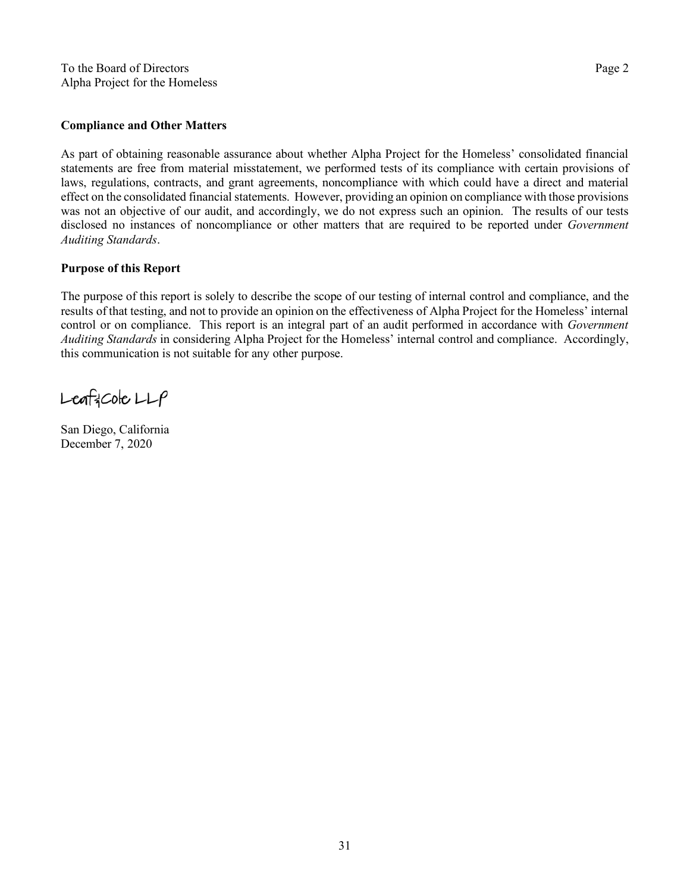To the Board of Directors
Alpha Project for the Homeless

### Compliance and Other Matters

As part of obtaining reasonable assurance about whether Alpha Project for the Homeless' consolidated financial statements are free from material misstatement, we performed tests of its compliance with certain provisions of laws, regulations, contracts, and grant agreements, noncompliance with which could have a direct and material effect on the consolidated financial statements. However, providing an opinion on compliance with those provisions was not an objective of our audit, and accordingly, we do not express such an opinion. The results of our tests disclosed no instances of noncompliance or other matters that are required to be reported under *Government Auditing Standards*.

### Purpose of this Report

The purpose of this report is solely to describe the scope of our testing of internal control and compliance, and the results of that testing, and not to provide an opinion on the effectiveness of Alpha Project for the Homeless' internal control or on compliance. This report is an integral part of an audit performed in accordance with *Government Auditing Standards* in considering Alpha Project for the Homeless' internal control and compliance. Accordingly, this communication is not suitable for any other purpose.

Leaf & Cole LLP

San Diego, California
December 7, 2020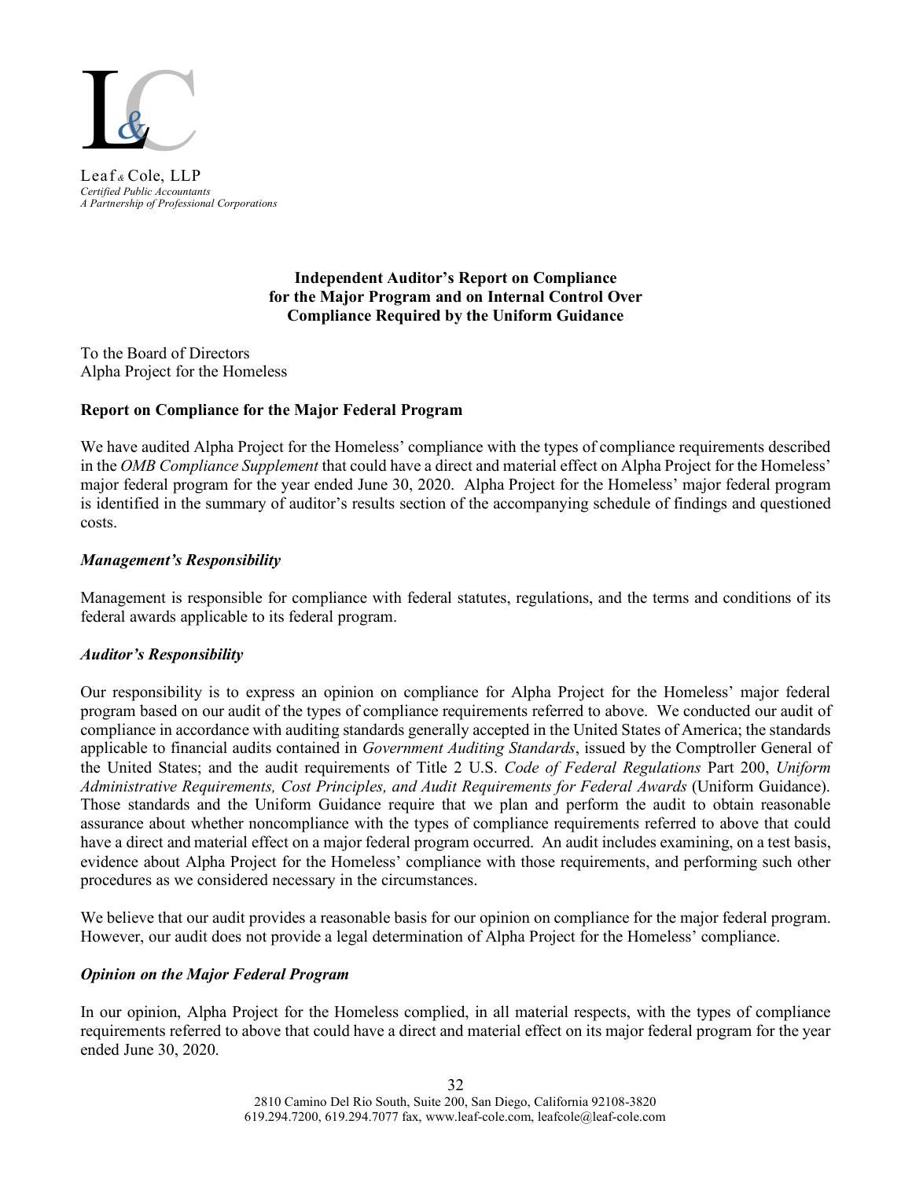Leaf & Cole, LLP
*Certified Public Accountants*
*A Partnership of Professional Corporations*

**Independent Auditor's Report on Compliance for the Major Program and on Internal Control Over Compliance Required by the Uniform Guidance**

To the Board of Directors
Alpha Project for the Homeless

**Report on Compliance for the Major Federal Program**

We have audited Alpha Project for the Homeless' compliance with the types of compliance requirements described in the *OMB Compliance Supplement* that could have a direct and material effect on Alpha Project for the Homeless' major federal program for the year ended June 30, 2020. Alpha Project for the Homeless' major federal program is identified in the summary of auditor's results section of the accompanying schedule of findings and questioned costs.

***Management's Responsibility***

Management is responsible for compliance with federal statutes, regulations, and the terms and conditions of its federal awards applicable to its federal program.

***Auditor's Responsibility***

Our responsibility is to express an opinion on compliance for Alpha Project for the Homeless' major federal program based on our audit of the types of compliance requirements referred to above. We conducted our audit of compliance in accordance with auditing standards generally accepted in the United States of America; the standards applicable to financial audits contained in *Government Auditing Standards*, issued by the Comptroller General of the United States; and the audit requirements of Title 2 U.S. *Code of Federal Regulations* Part 200, *Uniform Administrative Requirements, Cost Principles, and Audit Requirements for Federal Awards* (Uniform Guidance). Those standards and the Uniform Guidance require that we plan and perform the audit to obtain reasonable assurance about whether noncompliance with the types of compliance requirements referred to above that could have a direct and material effect on a major federal program occurred. An audit includes examining, on a test basis, evidence about Alpha Project for the Homeless' compliance with those requirements, and performing such other procedures as we considered necessary in the circumstances.

We believe that our audit provides a reasonable basis for our opinion on compliance for the major federal program. However, our audit does not provide a legal determination of Alpha Project for the Homeless' compliance.

***Opinion on the Major Federal Program***

In our opinion, Alpha Project for the Homeless complied, in all material respects, with the types of compliance requirements referred to above that could have a direct and material effect on its major federal program for the year ended June 30, 2020.

2810 Camino Del Rio South, Suite 200, San Diego, California 92108-3820
619.294.7200, 619.294.7077 fax, www.leaf-cole.com, leafcole@leaf-cole.com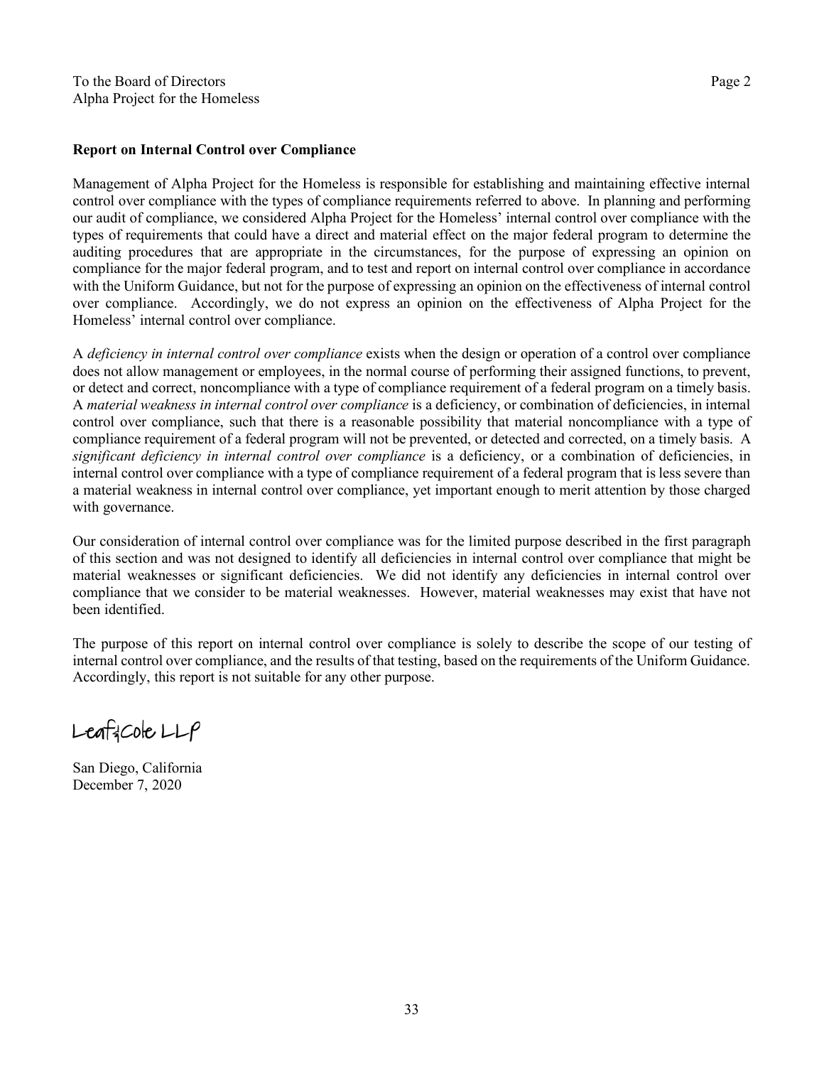To the Board of Directors
Alpha Project for the Homeless

**Report on Internal Control over Compliance**

Management of Alpha Project for the Homeless is responsible for establishing and maintaining effective internal control over compliance with the types of compliance requirements referred to above. In planning and performing our audit of compliance, we considered Alpha Project for the Homeless' internal control over compliance with the types of requirements that could have a direct and material effect on the major federal program to determine the auditing procedures that are appropriate in the circumstances, for the purpose of expressing an opinion on compliance for the major federal program, and to test and report on internal control over compliance in accordance with the Uniform Guidance, but not for the purpose of expressing an opinion on the effectiveness of internal control over compliance. Accordingly, we do not express an opinion on the effectiveness of Alpha Project for the Homeless' internal control over compliance.

A *deficiency in internal control over compliance* exists when the design or operation of a control over compliance does not allow management or employees, in the normal course of performing their assigned functions, to prevent, or detect and correct, noncompliance with a type of compliance requirement of a federal program on a timely basis. A *material weakness in internal control over compliance* is a deficiency, or combination of deficiencies, in internal control over compliance, such that there is a reasonable possibility that material noncompliance with a type of compliance requirement of a federal program will not be prevented, or detected and corrected, on a timely basis. A *significant deficiency in internal control over compliance* is a deficiency, or a combination of deficiencies, in internal control over compliance with a type of compliance requirement of a federal program that is less severe than a material weakness in internal control over compliance, yet important enough to merit attention by those charged with governance.

Our consideration of internal control over compliance was for the limited purpose described in the first paragraph of this section and was not designed to identify all deficiencies in internal control over compliance that might be material weaknesses or significant deficiencies. We did not identify any deficiencies in internal control over compliance that we consider to be material weaknesses. However, material weaknesses may exist that have not been identified.

The purpose of this report on internal control over compliance is solely to describe the scope of our testing of internal control over compliance, and the results of that testing, based on the requirements of the Uniform Guidance. Accordingly, this report is not suitable for any other purpose.

Leaf & Cole LLP

San Diego, California
December 7, 2020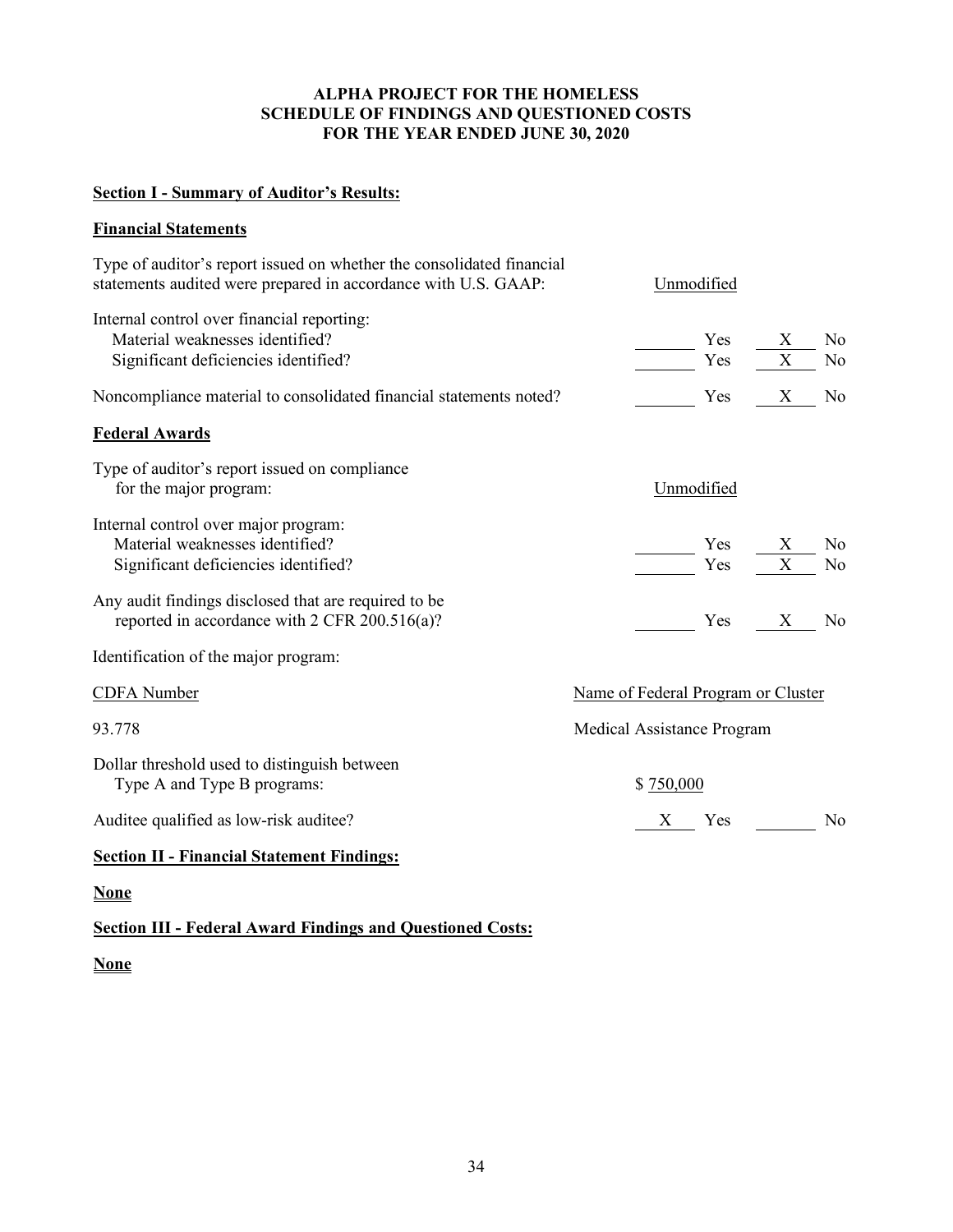**ALPHA PROJECT FOR THE HOMELESS**
**SCHEDULE OF FINDINGS AND QUESTIONED COSTS**
**FOR THE YEAR ENDED JUNE 30, 2020**

**Section I - Summary of Auditor's Results:**

**Financial Statements**

| | | | | |
|---|---|---|---|---|
| Type of auditor's report issued on whether the consolidated financial statements audited were prepared in accordance with U.S. GAAP: | Unmodified | | | |
| Internal control over financial reporting: | | | | |
| Material weaknesses identified? | | Yes | X | No |
| Significant deficiencies identified? | | Yes | X | No |
| Noncompliance material to consolidated financial statements noted? | | Yes | X | No |

**Federal Awards**

| | | | | |
|---|---|---|---|---|
| Type of auditor's report issued on compliance for the major program: | Unmodified | | | |
| Internal control over major program: | | | | |
| Material weaknesses identified? | | Yes | X | No |
| Significant deficiencies identified? | | Yes | X | No |
| Any audit findings disclosed that are required to be reported in accordance with 2 CFR 200.516(a)? | | Yes | X | No |

Identification of the major program:

| CDFA Number | Name of Federal Program or Cluster |
|---|---|
| 93.778 | Medical Assistance Program |

| | | | | |
|---|---|---|---|---|
| Dollar threshold used to distinguish between Type A and Type B programs: | $ 750,000 | | | |
| Auditee qualified as low-risk auditee? | X | Yes | | No |

**Section II - Financial Statement Findings:**

**None**

**Section III - Federal Award Findings and Questioned Costs:**

**None**